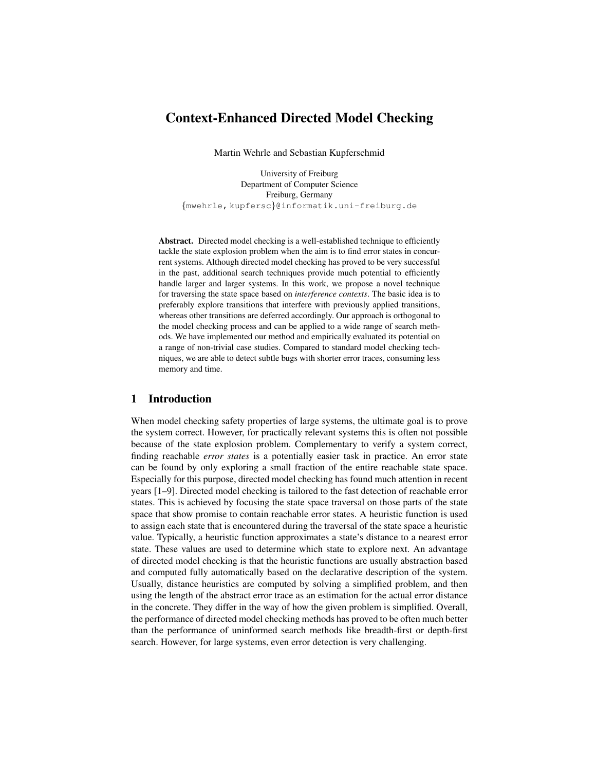# Context-Enhanced Directed Model Checking

Martin Wehrle and Sebastian Kupferschmid

University of Freiburg
Department of Computer Science
Freiburg, Germany
{mwehrle, kupfersc}@informatik.uni-freiburg.de

**Abstract.** Directed model checking is a well-established technique to efficiently tackle the state explosion problem when the aim is to find error states in concurrent systems. Although directed model checking has proved to be very successful in the past, additional search techniques provide much potential to efficiently handle larger and larger systems. In this work, we propose a novel technique for traversing the state space based on *interference contexts*. The basic idea is to preferably explore transitions that interfere with previously applied transitions, whereas other transitions are deferred accordingly. Our approach is orthogonal to the model checking process and can be applied to a wide range of search methods. We have implemented our method and empirically evaluated its potential on a range of non-trivial case studies. Compared to standard model checking techniques, we are able to detect subtle bugs with shorter error traces, consuming less memory and time.

## 1 Introduction

When model checking safety properties of large systems, the ultimate goal is to prove the system correct. However, for practically relevant systems this is often not possible because of the state explosion problem. Complementary to verify a system correct, finding reachable *error states* is a potentially easier task in practice. An error state can be found by only exploring a small fraction of the entire reachable state space. Especially for this purpose, directed model checking has found much attention in recent years [1–9]. Directed model checking is tailored to the fast detection of reachable error states. This is achieved by focusing the state space traversal on those parts of the state space that show promise to contain reachable error states. A heuristic function is used to assign each state that is encountered during the traversal of the state space a heuristic value. Typically, a heuristic function approximates a state's distance to a nearest error state. These values are used to determine which state to explore next. An advantage of directed model checking is that the heuristic functions are usually abstraction based and computed fully automatically based on the declarative description of the system. Usually, distance heuristics are computed by solving a simplified problem, and then using the length of the abstract error trace as an estimation for the actual error distance in the concrete. They differ in the way of how the given problem is simplified. Overall, the performance of directed model checking methods has proved to be often much better than the performance of uninformed search methods like breadth-first or depth-first search. However, for large systems, even error detection is very challenging.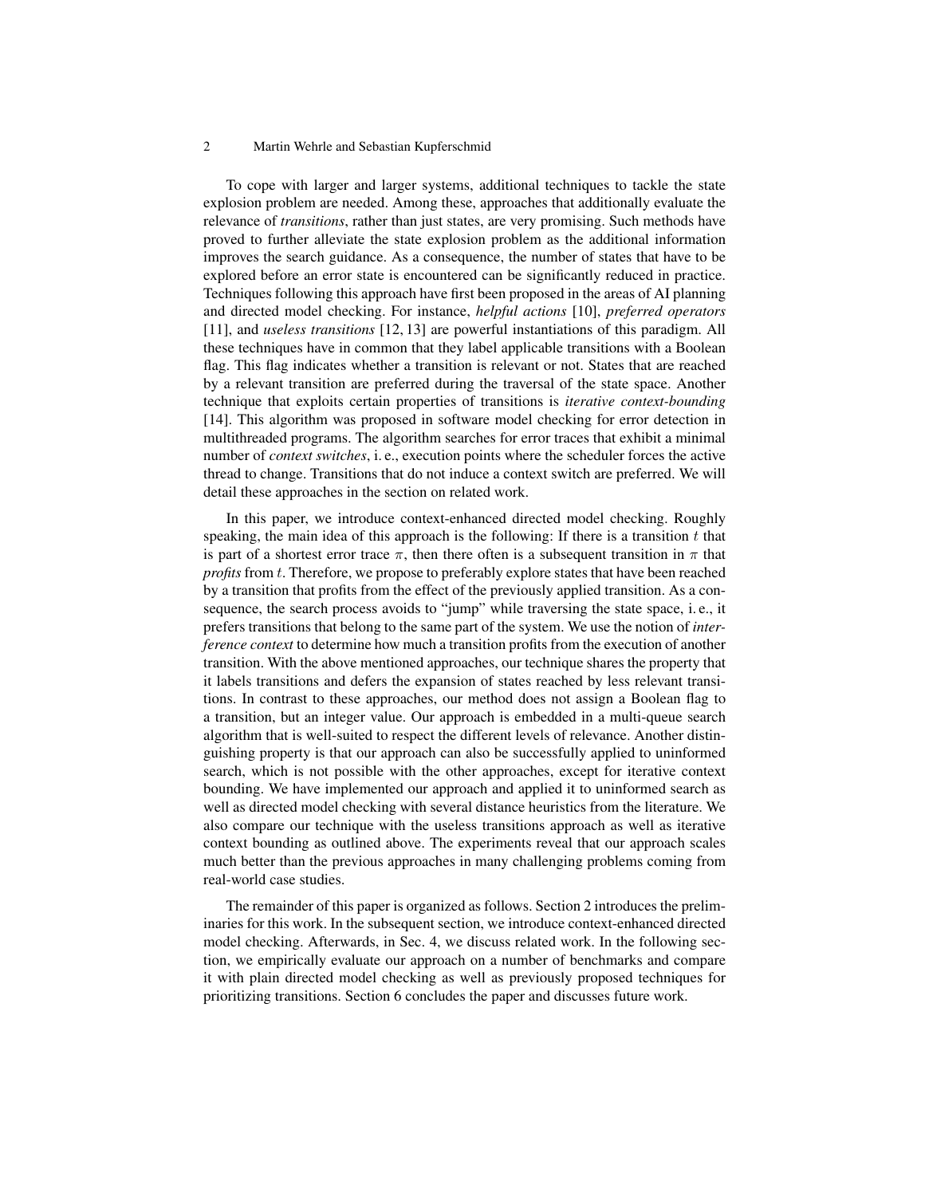To cope with larger and larger systems, additional techniques to tackle the state explosion problem are needed. Among these, approaches that additionally evaluate the relevance of *transitions*, rather than just states, are very promising. Such methods have proved to further alleviate the state explosion problem as the additional information improves the search guidance. As a consequence, the number of states that have to be explored before an error state is encountered can be significantly reduced in practice. Techniques following this approach have first been proposed in the areas of AI planning and directed model checking. For instance, *helpful actions* [10], *preferred operators* [11], and *useless transitions* [12, 13] are powerful instantiations of this paradigm. All these techniques have in common that they label applicable transitions with a Boolean flag. This flag indicates whether a transition is relevant or not. States that are reached by a relevant transition are preferred during the traversal of the state space. Another technique that exploits certain properties of transitions is *iterative context-bounding* [14]. This algorithm was proposed in software model checking for error detection in multithreaded programs. The algorithm searches for error traces that exhibit a minimal number of *context switches*, i. e., execution points where the scheduler forces the active thread to change. Transitions that do not induce a context switch are preferred. We will detail these approaches in the section on related work.

In this paper, we introduce context-enhanced directed model checking. Roughly speaking, the main idea of this approach is the following: If there is a transition $t$ that is part of a shortest error trace $\pi$, then there often is a subsequent transition in $\pi$ that *profits* from $t$. Therefore, we propose to preferably explore states that have been reached by a transition that profits from the effect of the previously applied transition. As a consequence, the search process avoids to "jump" while traversing the state space, i. e., it prefers transitions that belong to the same part of the system. We use the notion of *interference context* to determine how much a transition profits from the execution of another transition. With the above mentioned approaches, our technique shares the property that it labels transitions and defers the expansion of states reached by less relevant transitions. In contrast to these approaches, our method does not assign a Boolean flag to a transition, but an integer value. Our approach is embedded in a multi-queue search algorithm that is well-suited to respect the different levels of relevance. Another distinguishing property is that our approach can also be successfully applied to uninformed search, which is not possible with the other approaches, except for iterative context bounding. We have implemented our approach and applied it to uninformed search as well as directed model checking with several distance heuristics from the literature. We also compare our technique with the useless transitions approach as well as iterative context bounding as outlined above. The experiments reveal that our approach scales much better than the previous approaches in many challenging problems coming from real-world case studies.

The remainder of this paper is organized as follows. Section 2 introduces the preliminaries for this work. In the subsequent section, we introduce context-enhanced directed model checking. Afterwards, in Sec. 4, we discuss related work. In the following section, we empirically evaluate our approach on a number of benchmarks and compare it with plain directed model checking as well as previously proposed techniques for prioritizing transitions. Section 6 concludes the paper and discusses future work.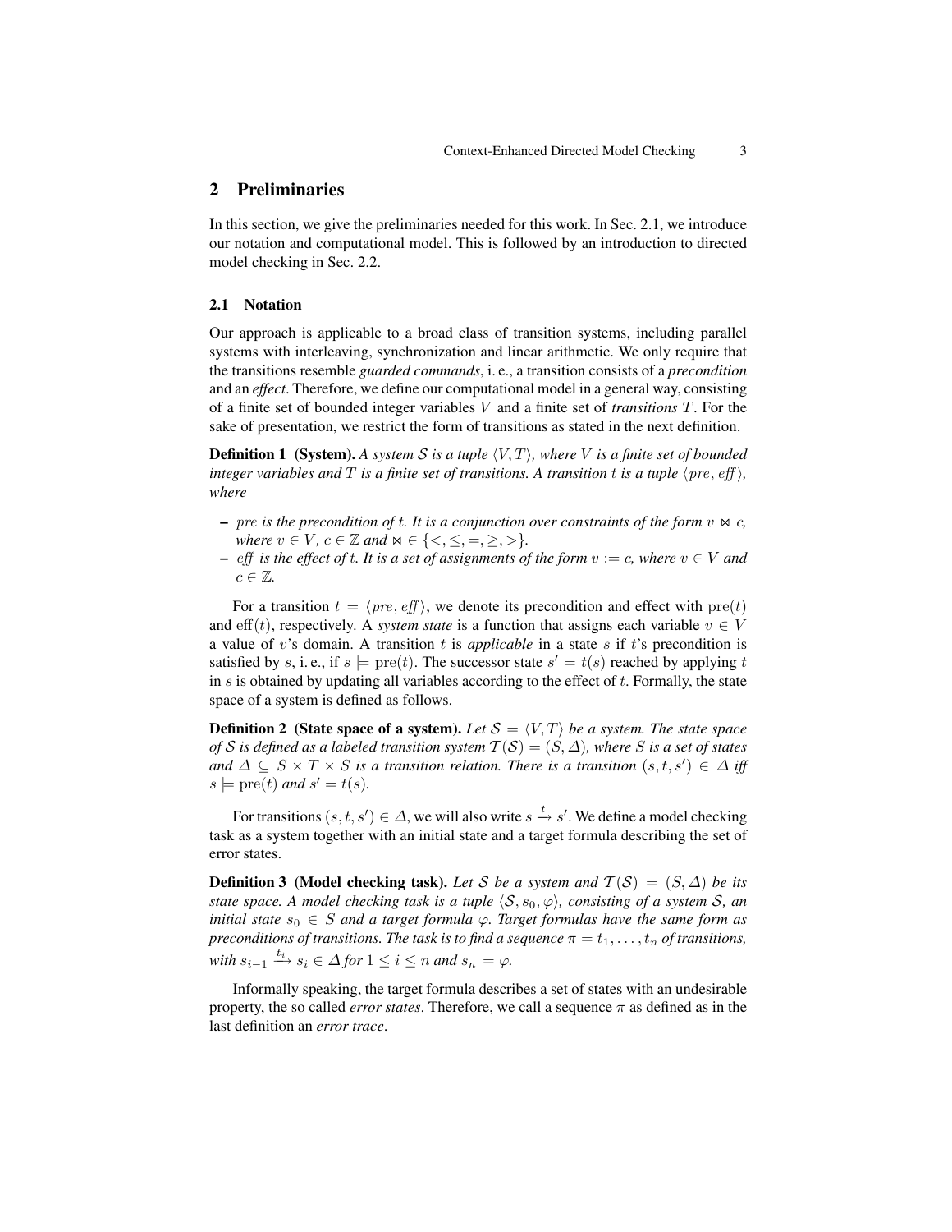## 2 Preliminaries

In this section, we give the preliminaries needed for this work. In Sec. 2.1, we introduce our notation and computational model. This is followed by an introduction to directed model checking in Sec. 2.2.

### 2.1 Notation

Our approach is applicable to a broad class of transition systems, including parallel systems with interleaving, synchronization and linear arithmetic. We only require that the transitions resemble *guarded commands*, i. e., a transition consists of a *precondition* and an *effect*. Therefore, we define our computational model in a general way, consisting of a finite set of bounded integer variables $V$ and a finite set of *transitions* $T$. For the sake of presentation, we restrict the form of transitions as stated in the next definition.

**Definition 1 (System).** *A system $\mathcal{S}$ is a tuple $\langle V, T \rangle$, where $V$ is a finite set of bounded integer variables and $T$ is a finite set of transitions. A transition $t$ is a tuple $\langle pre, eff \rangle$, where*

- *$pre$ is the precondition of $t$. It is a conjunction over constraints of the form $v \bowtie c$, where $v \in V$, $c \in \mathbb{Z}$ and $\bowtie \in \{<, \leq, =, \geq, >\}$.*
- *$eff$ is the effect of $t$. It is a set of assignments of the form $v := c$, where $v \in V$ and $c \in \mathbb{Z}$.*

For a transition $t = \langle pre, eff \rangle$, we denote its precondition and effect with $\text{pre}(t)$ and $\text{eff}(t)$, respectively. A *system state* is a function that assigns each variable $v \in V$ a value of $v$'s domain. A transition $t$ is *applicable* in a state $s$ if $t$'s precondition is satisfied by $s$, i. e., if $s \models \text{pre}(t)$. The successor state $s' = t(s)$ reached by applying $t$ in $s$ is obtained by updating all variables according to the effect of $t$. Formally, the state space of a system is defined as follows.

**Definition 2 (State space of a system).** *Let $\mathcal{S} = \langle V, T \rangle$ be a system. The state space of $\mathcal{S}$ is defined as a labeled transition system $\mathcal{T}(\mathcal{S}) = (S, \Delta)$, where $S$ is a set of states and $\Delta \subseteq S \times T \times S$ is a transition relation. There is a transition $(s, t, s') \in \Delta$ iff $s \models \text{pre}(t)$ and $s' = t(s)$.*

For transitions $(s, t, s') \in \Delta$, we will also write $s \xrightarrow{t} s'$. We define a model checking task as a system together with an initial state and a target formula describing the set of error states.

**Definition 3 (Model checking task).** *Let $\mathcal{S}$ be a system and $\mathcal{T}(\mathcal{S}) = (S, \Delta)$ be its state space. A model checking task is a tuple $\langle \mathcal{S}, s_0, \varphi \rangle$, consisting of a system $\mathcal{S}$, an initial state $s_0 \in S$ and a target formula $\varphi$. Target formulas have the same form as preconditions of transitions. The task is to find a sequence $\pi = t_1, \ldots, t_n$ of transitions, with $s_{i-1} \xrightarrow{t_i} s_i \in \Delta$ for $1 \leq i \leq n$ and $s_n \models \varphi$.*

Informally speaking, the target formula describes a set of states with an undesirable property, the so called *error states*. Therefore, we call a sequence $\pi$ as defined as in the last definition an *error trace*.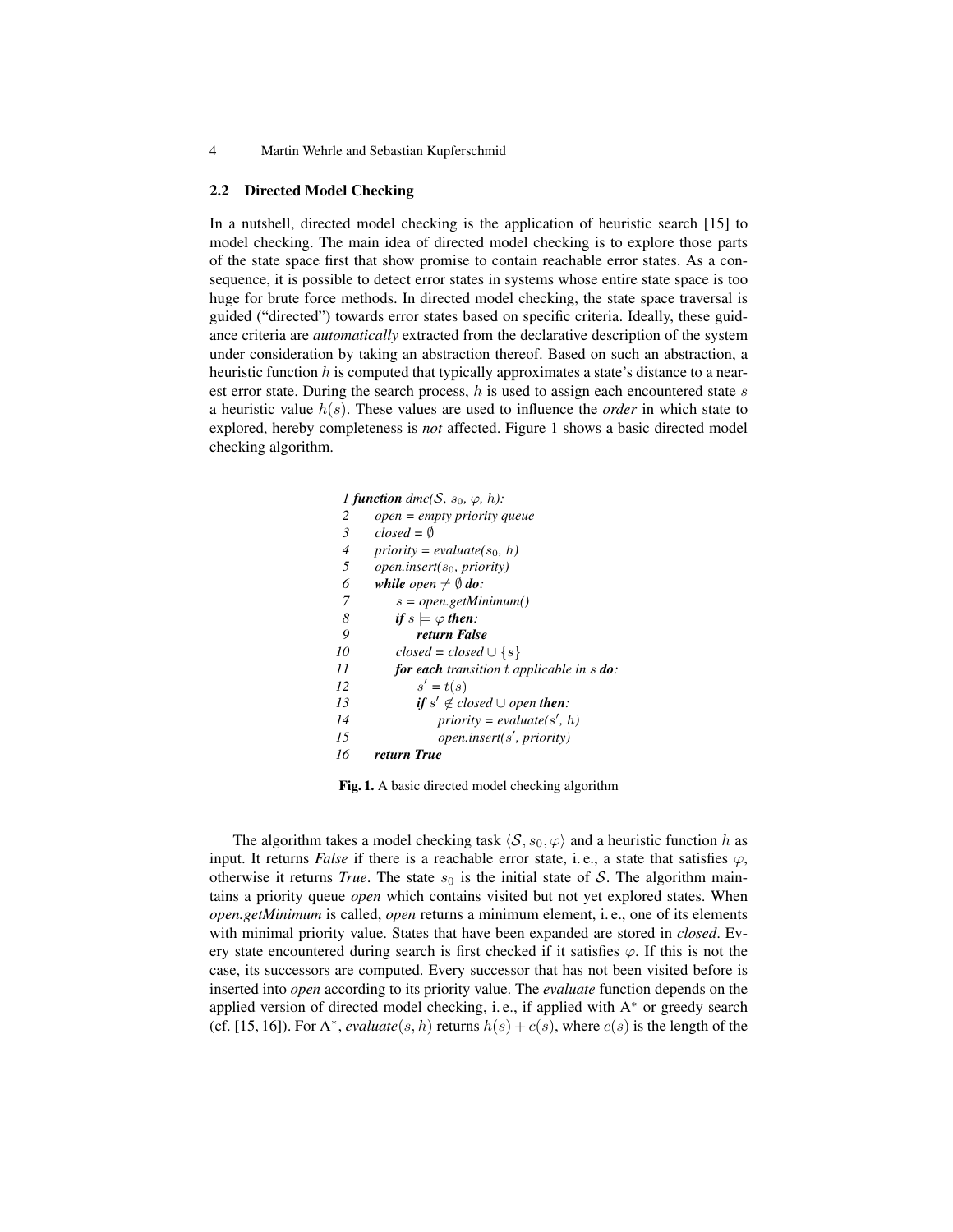## 2.2 Directed Model Checking

In a nutshell, directed model checking is the application of heuristic search [15] to model checking. The main idea of directed model checking is to explore those parts of the state space first that show promise to contain reachable error states. As a consequence, it is possible to detect error states in systems whose entire state space is too huge for brute force methods. In directed model checking, the state space traversal is guided ("directed") towards error states based on specific criteria. Ideally, these guidance criteria are *automatically* extracted from the declarative description of the system under consideration by taking an abstraction thereof. Based on such an abstraction, a heuristic function $h$ is computed that typically approximates a state's distance to a nearest error state. During the search process, $h$ is used to assign each encountered state $s$ a heuristic value $h(s)$. These values are used to influence the *order* in which state to explored, hereby completeness is *not* affected. Figure 1 shows a basic directed model checking algorithm.

```
1  function dmc(S, s_0, φ, h):
2      open = empty priority queue
3      closed = ∅
4      priority = evaluate(s_0, h)
5      open.insert(s_0, priority)
6      while open ≠ ∅ do:
7          s = open.getMinimum()
8          if s ⊨ φ then:
9              return False
10         closed = closed ∪ {s}
11         for each transition t applicable in s do:
12             s' = t(s)
13             if s' ∉ closed ∪ open then:
14                 priority = evaluate(s', h)
15                 open.insert(s', priority)
16     return True
```

**Fig. 1.** A basic directed model checking algorithm

The algorithm takes a model checking task $\langle \mathcal{S}, s_0, \varphi \rangle$ and a heuristic function $h$ as input. It returns *False* if there is a reachable error state, i. e., a state that satisfies $\varphi$, otherwise it returns *True*. The state $s_0$ is the initial state of $\mathcal{S}$. The algorithm maintains a priority queue *open* which contains visited but not yet explored states. When *open.getMinimum* is called, *open* returns a minimum element, i. e., one of its elements with minimal priority value. States that have been expanded are stored in *closed*. Every state encountered during search is first checked if it satisfies $\varphi$. If this is not the case, its successors are computed. Every successor that has not been visited before is inserted into *open* according to its priority value. The *evaluate* function depends on the applied version of directed model checking, i. e., if applied with A$^*$ or greedy search (cf. [15, 16]). For A$^*$, *evaluate*$(s, h)$ returns $h(s) + c(s)$, where $c(s)$ is the length of the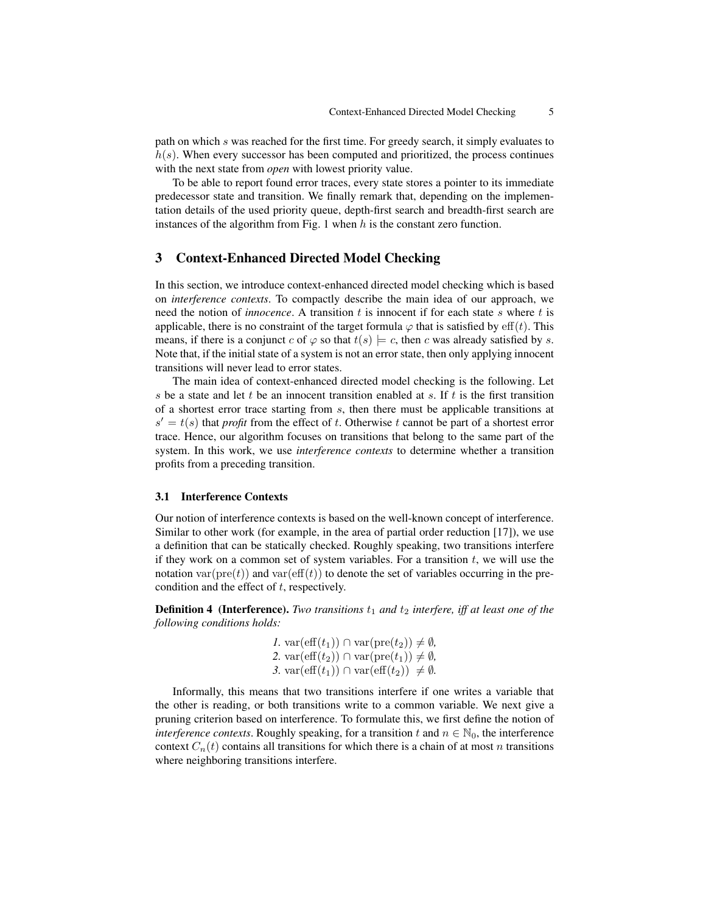path on which $s$ was reached for the first time. For greedy search, it simply evaluates to $h(s)$. When every successor has been computed and prioritized, the process continues with the next state from *open* with lowest priority value.

To be able to report found error traces, every state stores a pointer to its immediate predecessor state and transition. We finally remark that, depending on the implementation details of the used priority queue, depth-first search and breadth-first search are instances of the algorithm from Fig. 1 when $h$ is the constant zero function.

## 3 Context-Enhanced Directed Model Checking

In this section, we introduce context-enhanced directed model checking which is based on *interference contexts*. To compactly describe the main idea of our approach, we need the notion of *innocence*. A transition $t$ is innocent if for each state $s$ where $t$ is applicable, there is no constraint of the target formula $\varphi$ that is satisfied by $\text{eff}(t)$. This means, if there is a conjunct $c$ of $\varphi$ so that $t(s) \models c$, then $c$ was already satisfied by $s$. Note that, if the initial state of a system is not an error state, then only applying innocent transitions will never lead to error states.

The main idea of context-enhanced directed model checking is the following. Let $s$ be a state and let $t$ be an innocent transition enabled at $s$. If $t$ is the first transition of a shortest error trace starting from $s$, then there must be applicable transitions at $s' = t(s)$ that *profit* from the effect of $t$. Otherwise $t$ cannot be part of a shortest error trace. Hence, our algorithm focuses on transitions that belong to the same part of the system. In this work, we use *interference contexts* to determine whether a transition profits from a preceding transition.

### 3.1 Interference Contexts

Our notion of interference contexts is based on the well-known concept of interference. Similar to other work (for example, in the area of partial order reduction [17]), we use a definition that can be statically checked. Roughly speaking, two transitions interfere if they work on a common set of system variables. For a transition $t$, we will use the notation $\text{var}(\text{pre}(t))$ and $\text{var}(\text{eff}(t))$ to denote the set of variables occurring in the precondition and the effect of $t$, respectively.

**Definition 4 (Interference).** *Two transitions $t_1$ and $t_2$ interfere, iff at least one of the following conditions holds:*

1. $\text{var}(\text{eff}(t_1)) \cap \text{var}(\text{pre}(t_2)) \neq \emptyset$,
2. $\text{var}(\text{eff}(t_2)) \cap \text{var}(\text{pre}(t_1)) \neq \emptyset$,
3. $\text{var}(\text{eff}(t_1)) \cap \text{var}(\text{eff}(t_2)) \neq \emptyset$.

Informally, this means that two transitions interfere if one writes a variable that the other is reading, or both transitions write to a common variable. We next give a pruning criterion based on interference. To formulate this, we first define the notion of *interference contexts*. Roughly speaking, for a transition $t$ and $n \in \mathbb{N}_0$, the interference context $C_n(t)$ contains all transitions for which there is a chain of at most $n$ transitions where neighboring transitions interfere.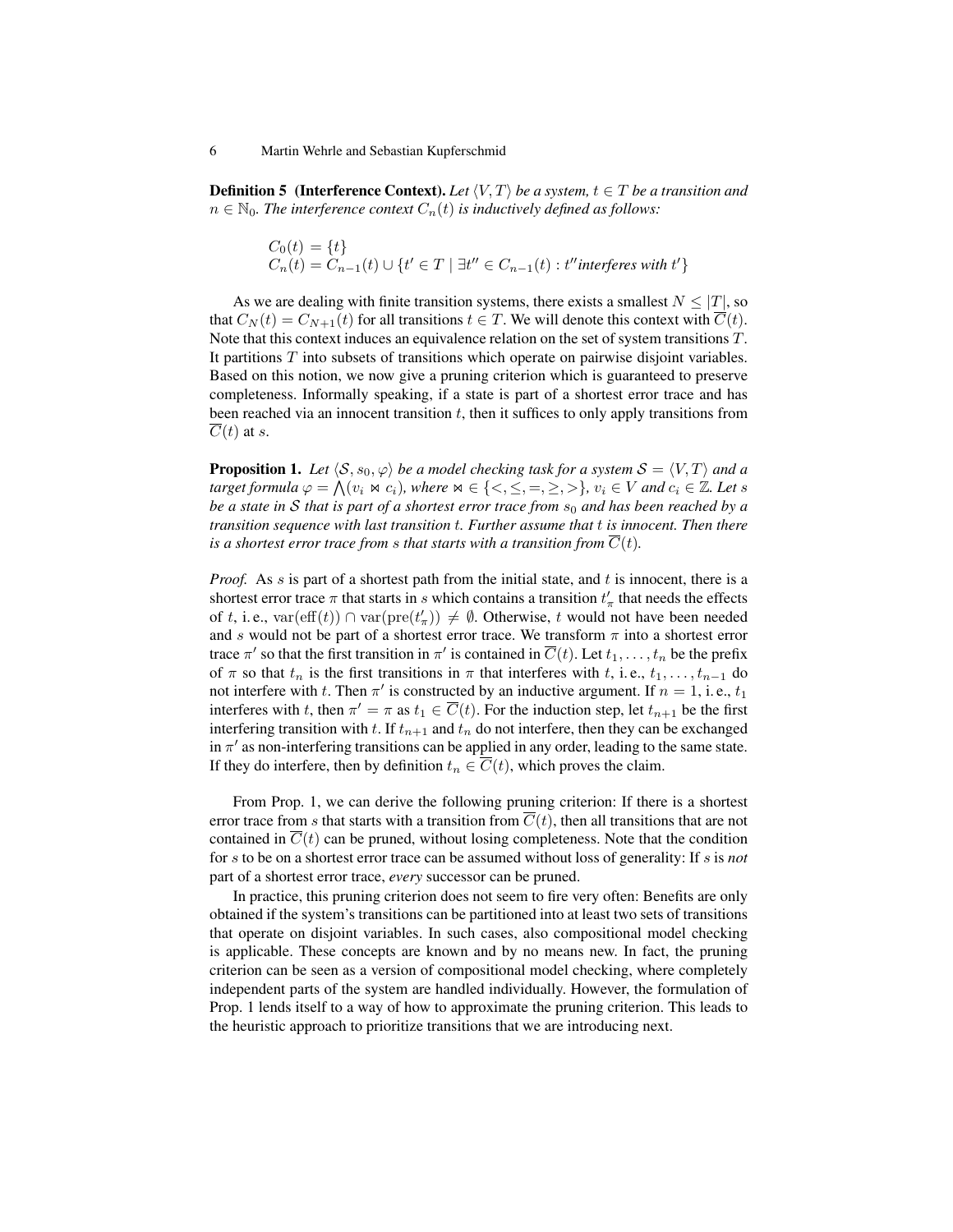**Definition 5 (Interference Context).** *Let $\langle V, T\rangle$ be a system, $t \in T$ be a transition and $n \in \mathbb{N}_0$. The interference context $C_n(t)$ is inductively defined as follows:*

$$C_0(t) = \{t\}$$
$$C_n(t) = C_{n-1}(t) \cup \{t' \in T \mid \exists t'' \in C_{n-1}(t) : t'' \text{interferes with } t'\}$$

As we are dealing with finite transition systems, there exists a smallest $N \leq |T|$, so that $C_N(t) = C_{N+1}(t)$ for all transitions $t \in T$. We will denote this context with $\overline{C}(t)$. Note that this context induces an equivalence relation on the set of system transitions $T$. It partitions $T$ into subsets of transitions which operate on pairwise disjoint variables. Based on this notion, we now give a pruning criterion which is guaranteed to preserve completeness. Informally speaking, if a state is part of a shortest error trace and has been reached via an innocent transition $t$, then it suffices to only apply transitions from $\overline{C}(t)$ at $s$.

**Proposition 1.** *Let $\langle \mathcal{S}, s_0, \varphi\rangle$ be a model checking task for a system $\mathcal{S} = \langle V, T\rangle$ and a target formula $\varphi = \bigwedge(v_i \bowtie c_i)$, where $\bowtie \in \{<, \leq, =, \geq, >\}$, $v_i \in V$ and $c_i \in \mathbb{Z}$. Let $s$ be a state in $\mathcal{S}$ that is part of a shortest error trace from $s_0$ and has been reached by a transition sequence with last transition $t$. Further assume that $t$ is innocent. Then there is a shortest error trace from $s$ that starts with a transition from $\overline{C}(t)$.*

*Proof.* As $s$ is part of a shortest path from the initial state, and $t$ is innocent, there is a shortest error trace $\pi$ that starts in $s$ which contains a transition $t'_\pi$ that needs the effects of $t$, i. e., $\text{var}(\text{eff}(t)) \cap \text{var}(\text{pre}(t'_\pi)) \neq \emptyset$. Otherwise, $t$ would not have been needed and $s$ would not be part of a shortest error trace. We transform $\pi$ into a shortest error trace $\pi'$ so that the first transition in $\pi'$ is contained in $\overline{C}(t)$. Let $t_1, \ldots, t_n$ be the prefix of $\pi$ so that $t_n$ is the first transitions in $\pi$ that interferes with $t$, i. e., $t_1, \ldots, t_{n-1}$ do not interfere with $t$. Then $\pi'$ is constructed by an inductive argument. If $n = 1$, i. e., $t_1$ interferes with $t$, then $\pi' = \pi$ as $t_1 \in \overline{C}(t)$. For the induction step, let $t_{n+1}$ be the first interfering transition with $t$. If $t_{n+1}$ and $t_n$ do not interfere, then they can be exchanged in $\pi'$ as non-interfering transitions can be applied in any order, leading to the same state. If they do interfere, then by definition $t_n \in \overline{C}(t)$, which proves the claim.

From Prop. 1, we can derive the following pruning criterion: If there is a shortest error trace from $s$ that starts with a transition from $\overline{C}(t)$, then all transitions that are not contained in $\overline{C}(t)$ can be pruned, without losing completeness. Note that the condition for $s$ to be on a shortest error trace can be assumed without loss of generality: If $s$ is *not* part of a shortest error trace, *every* successor can be pruned.

In practice, this pruning criterion does not seem to fire very often: Benefits are only obtained if the system's transitions can be partitioned into at least two sets of transitions that operate on disjoint variables. In such cases, also compositional model checking is applicable. These concepts are known and by no means new. In fact, the pruning criterion can be seen as a version of compositional model checking, where completely independent parts of the system are handled individually. However, the formulation of Prop. 1 lends itself to a way of how to approximate the pruning criterion. This leads to the heuristic approach to prioritize transitions that we are introducing next.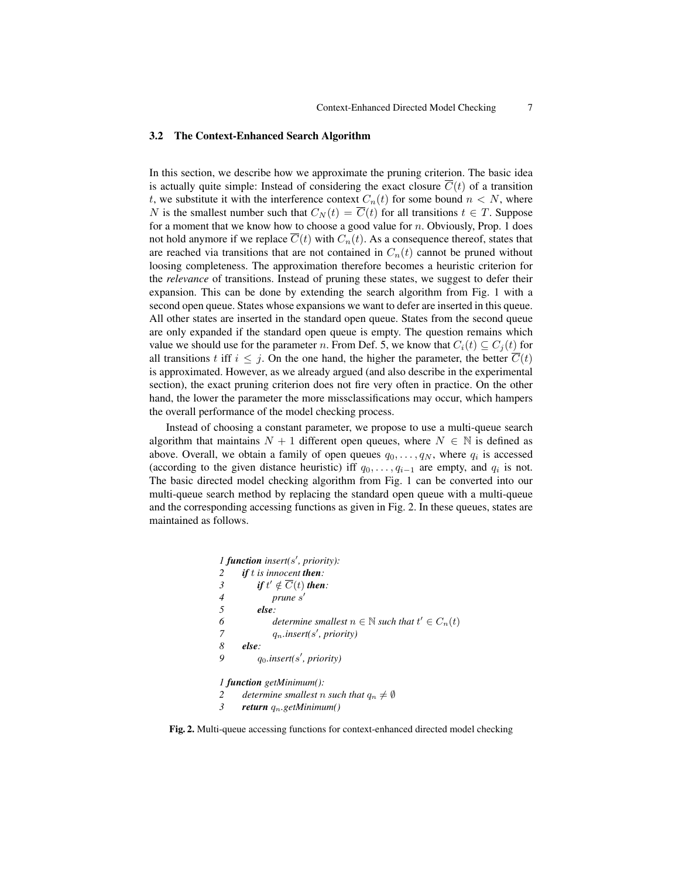### 3.2 The Context-Enhanced Search Algorithm

In this section, we describe how we approximate the pruning criterion. The basic idea is actually quite simple: Instead of considering the exact closure $\overline{C}(t)$ of a transition $t$, we substitute it with the interference context $C_n(t)$ for some bound $n < N$, where $N$ is the smallest number such that $C_N(t) = \overline{C}(t)$ for all transitions $t \in T$. Suppose for a moment that we know how to choose a good value for $n$. Obviously, Prop. 1 does not hold anymore if we replace $\overline{C}(t)$ with $C_n(t)$. As a consequence thereof, states that are reached via transitions that are not contained in $C_n(t)$ cannot be pruned without loosing completeness. The approximation therefore becomes a heuristic criterion for the *relevance* of transitions. Instead of pruning these states, we suggest to defer their expansion. This can be done by extending the search algorithm from Fig. 1 with a second open queue. States whose expansions we want to defer are inserted in this queue. All other states are inserted in the standard open queue. States from the second queue are only expanded if the standard open queue is empty. The question remains which value we should use for the parameter $n$. From Def. 5, we know that $C_i(t) \subseteq C_j(t)$ for all transitions $t$ iff $i \leq j$. On the one hand, the higher the parameter, the better $\overline{C}(t)$ is approximated. However, as we already argued (and also describe in the experimental section), the exact pruning criterion does not fire very often in practice. On the other hand, the lower the parameter the more missclassifications may occur, which hampers the overall performance of the model checking process.

Instead of choosing a constant parameter, we propose to use a multi-queue search algorithm that maintains $N + 1$ different open queues, where $N \in \mathbb{N}$ is defined as above. Overall, we obtain a family of open queues $q_0, \ldots, q_N$, where $q_i$ is accessed (according to the given distance heuristic) iff $q_0, \ldots, q_{i-1}$ are empty, and $q_i$ is not. The basic directed model checking algorithm from Fig. 1 can be converted into our multi-queue search method by replacing the standard open queue with a multi-queue and the corresponding accessing functions as given in Fig. 2. In these queues, states are maintained as follows.

```
1 function insert(s', priority):
2     if t is innocent then:
3         if t' ∉ C̄(t) then:
4             prune s'
5         else:
6             determine smallest n ∈ ℕ such that t' ∈ C_n(t)
7             q_n.insert(s', priority)
8     else:
9         q_0.insert(s', priority)

1 function getMinimum():
2     determine smallest n such that q_n ≠ ∅
3     return q_n.getMinimum()
```

**Fig. 2.** Multi-queue accessing functions for context-enhanced directed model checking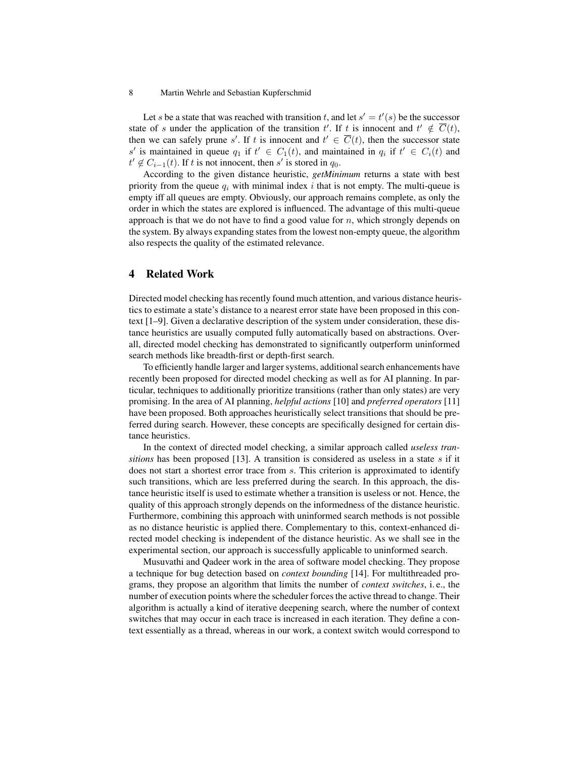Let $s$ be a state that was reached with transition $t$, and let $s' = t'(s)$ be the successor state of $s$ under the application of the transition $t'$. If $t$ is innocent and $t' \notin \overline{C}(t)$, then we can safely prune $s'$. If $t$ is innocent and $t' \in \overline{C}(t)$, then the successor state $s'$ is maintained in queue $q_1$ if $t' \in C_1(t)$, and maintained in $q_i$ if $t' \in C_i(t)$ and $t' \notin C_{i-1}(t)$. If $t$ is not innocent, then $s'$ is stored in $q_0$.

According to the given distance heuristic, *getMinimum* returns a state with best priority from the queue $q_i$ with minimal index $i$ that is not empty. The multi-queue is empty iff all queues are empty. Obviously, our approach remains complete, as only the order in which the states are explored is influenced. The advantage of this multi-queue approach is that we do not have to find a good value for $n$, which strongly depends on the system. By always expanding states from the lowest non-empty queue, the algorithm also respects the quality of the estimated relevance.

## 4 Related Work

Directed model checking has recently found much attention, and various distance heuristics to estimate a state's distance to a nearest error state have been proposed in this context [1–9]. Given a declarative description of the system under consideration, these distance heuristics are usually computed fully automatically based on abstractions. Overall, directed model checking has demonstrated to significantly outperform uninformed search methods like breadth-first or depth-first search.

To efficiently handle larger and larger systems, additional search enhancements have recently been proposed for directed model checking as well as for AI planning. In particular, techniques to additionally prioritize transitions (rather than only states) are very promising. In the area of AI planning, *helpful actions* [10] and *preferred operators* [11] have been proposed. Both approaches heuristically select transitions that should be preferred during search. However, these concepts are specifically designed for certain distance heuristics.

In the context of directed model checking, a similar approach called *useless transitions* has been proposed [13]. A transition is considered as useless in a state $s$ if it does not start a shortest error trace from $s$. This criterion is approximated to identify such transitions, which are less preferred during the search. In this approach, the distance heuristic itself is used to estimate whether a transition is useless or not. Hence, the quality of this approach strongly depends on the informedness of the distance heuristic. Furthermore, combining this approach with uninformed search methods is not possible as no distance heuristic is applied there. Complementary to this, context-enhanced directed model checking is independent of the distance heuristic. As we shall see in the experimental section, our approach is successfully applicable to uninformed search.

Musuvathi and Qadeer work in the area of software model checking. They propose a technique for bug detection based on *context bounding* [14]. For multithreaded programs, they propose an algorithm that limits the number of *context switches*, i. e., the number of execution points where the scheduler forces the active thread to change. Their algorithm is actually a kind of iterative deepening search, where the number of context switches that may occur in each trace is increased in each iteration. They define a context essentially as a thread, whereas in our work, a context switch would correspond to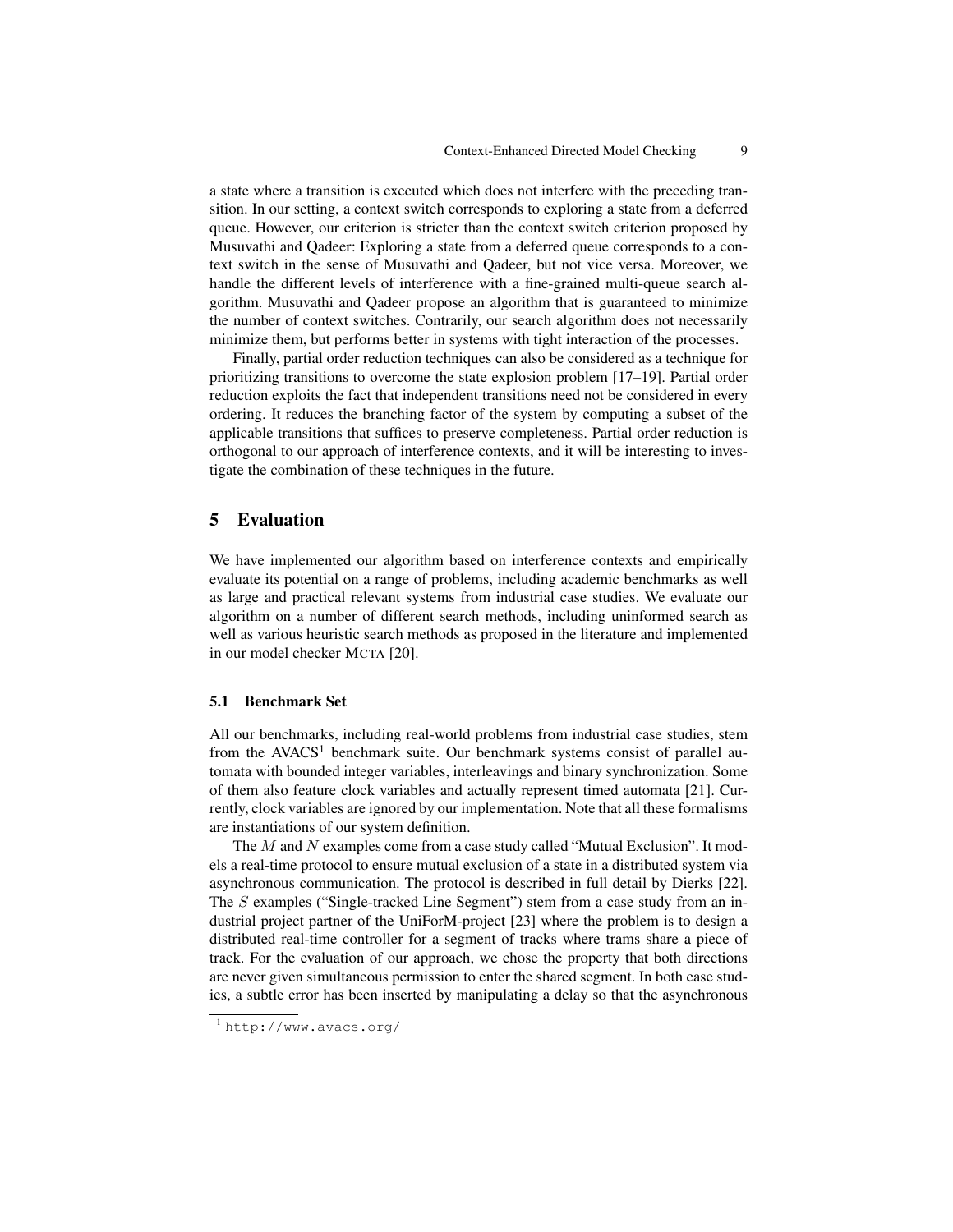a state where a transition is executed which does not interfere with the preceding transition. In our setting, a context switch corresponds to exploring a state from a deferred queue. However, our criterion is stricter than the context switch criterion proposed by Musuvathi and Qadeer: Exploring a state from a deferred queue corresponds to a context switch in the sense of Musuvathi and Qadeer, but not vice versa. Moreover, we handle the different levels of interference with a fine-grained multi-queue search algorithm. Musuvathi and Qadeer propose an algorithm that is guaranteed to minimize the number of context switches. Contrarily, our search algorithm does not necessarily minimize them, but performs better in systems with tight interaction of the processes.

Finally, partial order reduction techniques can also be considered as a technique for prioritizing transitions to overcome the state explosion problem [17–19]. Partial order reduction exploits the fact that independent transitions need not be considered in every ordering. It reduces the branching factor of the system by computing a subset of the applicable transitions that suffices to preserve completeness. Partial order reduction is orthogonal to our approach of interference contexts, and it will be interesting to investigate the combination of these techniques in the future.

## 5 Evaluation

We have implemented our algorithm based on interference contexts and empirically evaluate its potential on a range of problems, including academic benchmarks as well as large and practical relevant systems from industrial case studies. We evaluate our algorithm on a number of different search methods, including uninformed search as well as various heuristic search methods as proposed in the literature and implemented in our model checker MCTA [20].

### 5.1 Benchmark Set

All our benchmarks, including real-world problems from industrial case studies, stem from the AVACS[1] benchmark suite. Our benchmark systems consist of parallel automata with bounded integer variables, interleavings and binary synchronization. Some of them also feature clock variables and actually represent timed automata [21]. Currently, clock variables are ignored by our implementation. Note that all these formalisms are instantiations of our system definition.

The $M$ and $N$ examples come from a case study called "Mutual Exclusion". It models a real-time protocol to ensure mutual exclusion of a state in a distributed system via asynchronous communication. The protocol is described in full detail by Dierks [22]. The $S$ examples ("Single-tracked Line Segment") stem from a case study from an industrial project partner of the UniForM-project [23] where the problem is to design a distributed real-time controller for a segment of tracks where trams share a piece of track. For the evaluation of our approach, we chose the property that both directions are never given simultaneous permission to enter the shared segment. In both case studies, a subtle error has been inserted by manipulating a delay so that the asynchronous

[1] `http://www.avacs.org/`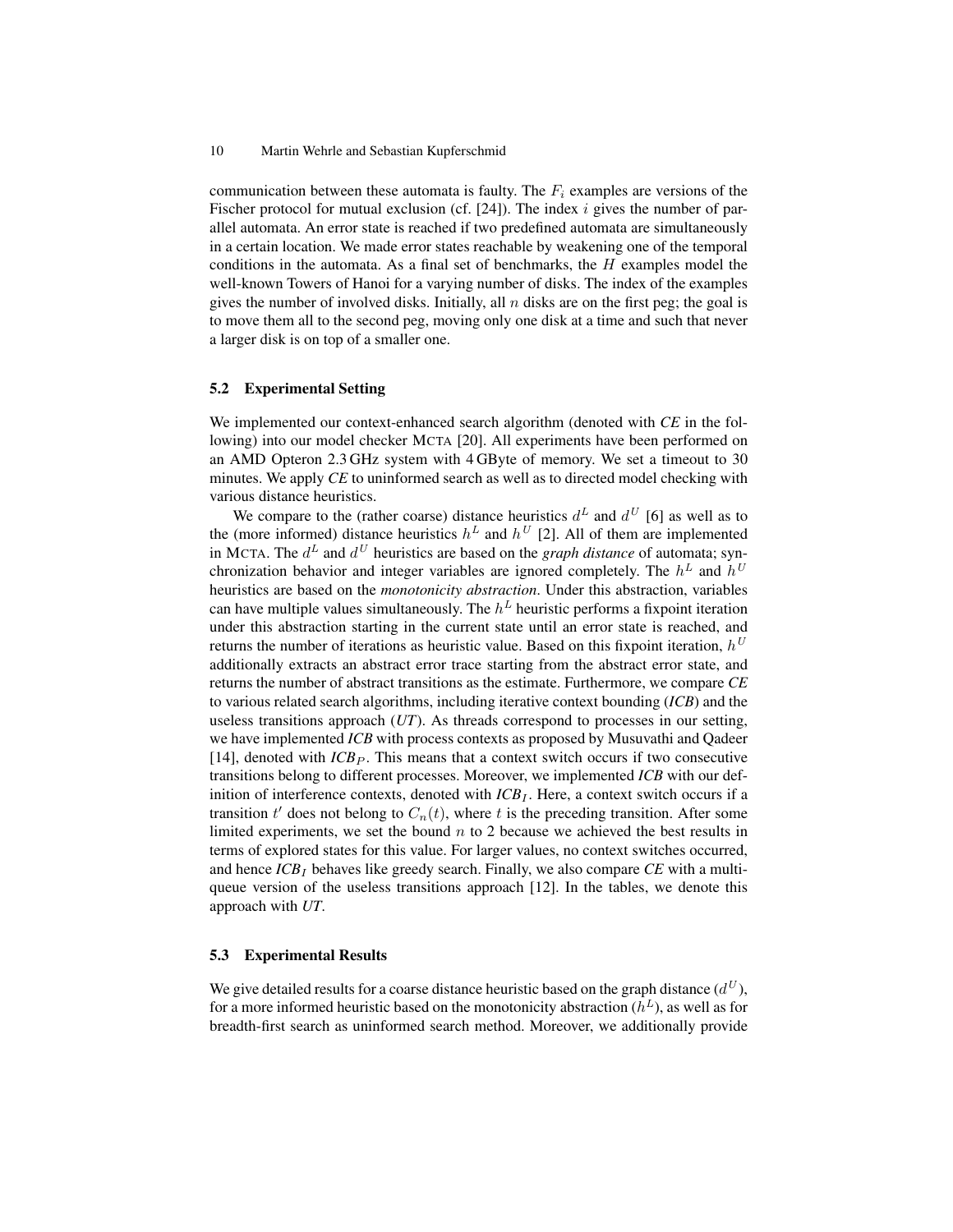communication between these automata is faulty. The $F_i$ examples are versions of the Fischer protocol for mutual exclusion (cf. [24]). The index $i$ gives the number of parallel automata. An error state is reached if two predefined automata are simultaneously in a certain location. We made error states reachable by weakening one of the temporal conditions in the automata. As a final set of benchmarks, the $H$ examples model the well-known Towers of Hanoi for a varying number of disks. The index of the examples gives the number of involved disks. Initially, all $n$ disks are on the first peg; the goal is to move them all to the second peg, moving only one disk at a time and such that never a larger disk is on top of a smaller one.

### 5.2 Experimental Setting

We implemented our context-enhanced search algorithm (denoted with *CE* in the following) into our model checker MCTA [20]. All experiments have been performed on an AMD Opteron 2.3 GHz system with 4 GByte of memory. We set a timeout to 30 minutes. We apply *CE* to uninformed search as well as to directed model checking with various distance heuristics.

We compare to the (rather coarse) distance heuristics $d^L$ and $d^U$ [6] as well as to the (more informed) distance heuristics $h^L$ and $h^U$ [2]. All of them are implemented in MCTA. The $d^L$ and $d^U$ heuristics are based on the *graph distance* of automata; synchronization behavior and integer variables are ignored completely. The $h^L$ and $h^U$ heuristics are based on the *monotonicity abstraction*. Under this abstraction, variables can have multiple values simultaneously. The $h^L$ heuristic performs a fixpoint iteration under this abstraction starting in the current state until an error state is reached, and returns the number of iterations as heuristic value. Based on this fixpoint iteration, $h^U$ additionally extracts an abstract error trace starting from the abstract error state, and returns the number of abstract transitions as the estimate. Furthermore, we compare *CE* to various related search algorithms, including iterative context bounding (*ICB*) and the useless transitions approach (*UT*). As threads correspond to processes in our setting, we have implemented *ICB* with process contexts as proposed by Musuvathi and Qadeer [14], denoted with *ICB*$_P$. This means that a context switch occurs if two consecutive transitions belong to different processes. Moreover, we implemented *ICB* with our definition of interference contexts, denoted with *ICB*$_I$. Here, a context switch occurs if a transition $t'$ does not belong to $C_n(t)$, where $t$ is the preceding transition. After some limited experiments, we set the bound $n$ to 2 because we achieved the best results in terms of explored states for this value. For larger values, no context switches occurred, and hence *ICB*$_I$ behaves like greedy search. Finally, we also compare *CE* with a multi-queue version of the useless transitions approach [12]. In the tables, we denote this approach with *UT*.

### 5.3 Experimental Results

We give detailed results for a coarse distance heuristic based on the graph distance ($d^U$), for a more informed heuristic based on the monotonicity abstraction ($h^L$), as well as for breadth-first search as uninformed search method. Moreover, we additionally provide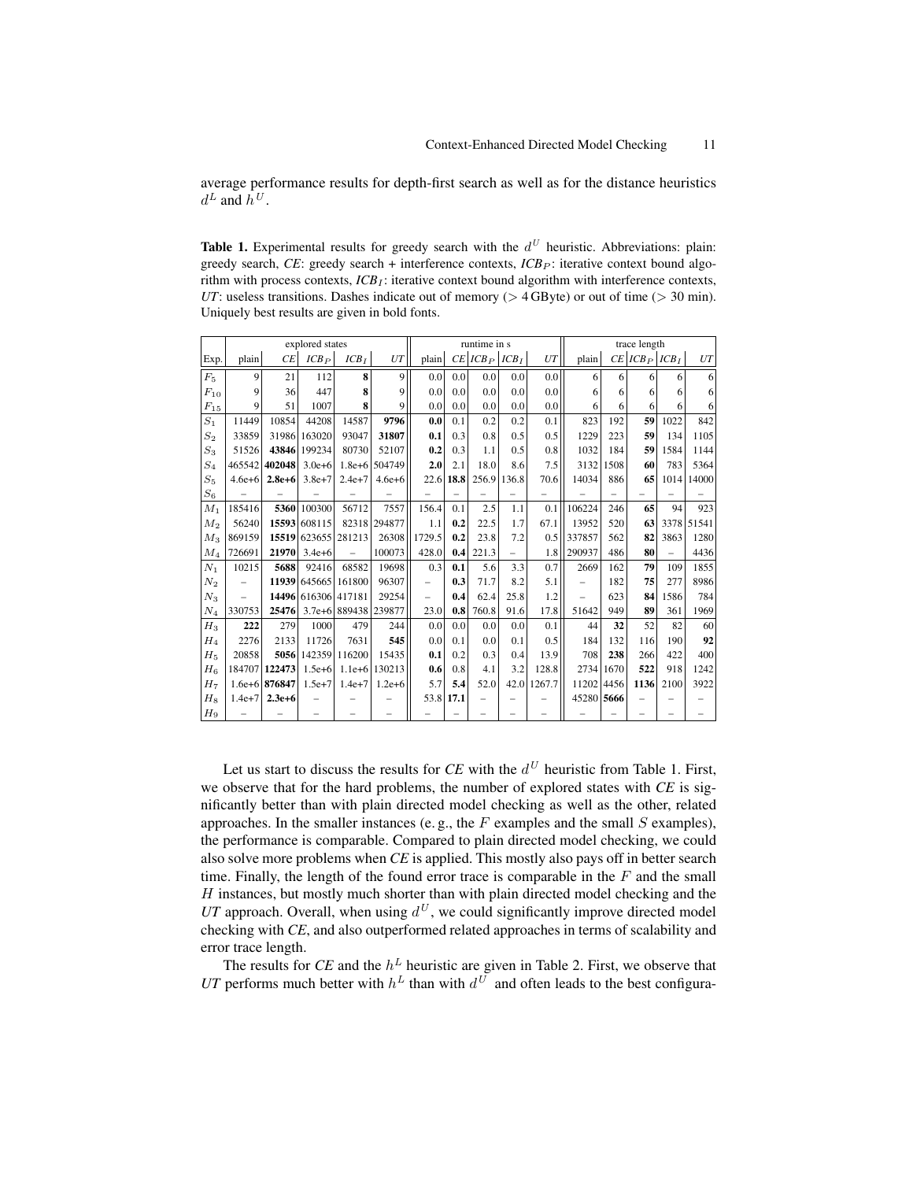average performance results for depth-first search as well as for the distance heuristics $d^L$ and $h^U$.

**Table 1.** Experimental results for greedy search with the $d^U$ heuristic. Abbreviations: plain: greedy search, *CE*: greedy search + interference contexts, *ICB$_P$*: iterative context bound algorithm with process contexts, *ICB$_I$*: iterative context bound algorithm with interference contexts, *UT*: useless transitions. Dashes indicate out of memory (> 4 GByte) or out of time (> 30 min). Uniquely best results are given in bold fonts.

| | explored states | | | | | runtime in s | | | | | trace length | | | | |
|---|---|---|---|---|---|---|---|---|---|---|---|---|---|---|---|
| Exp. | plain | *CE* | *ICB$_P$* | *ICB$_I$* | *UT* | plain | *CE* | *ICB$_P$* | *ICB$_I$* | *UT* | plain | *CE* | *ICB$_P$* | *ICB$_I$* | *UT* |
| $F_5$ | 9 | 21 | 112 | **8** | 9 | 0.0 | 0.0 | 0.0 | 0.0 | 0.0 | 6 | 6 | 6 | 6 | 6 |
| $F_{10}$ | 9 | 36 | 447 | **8** | 9 | 0.0 | 0.0 | 0.0 | 0.0 | 0.0 | 6 | 6 | 6 | 6 | 6 |
| $F_{15}$ | 9 | 51 | 1007 | **8** | 9 | 0.0 | 0.0 | 0.0 | 0.0 | 0.0 | 6 | 6 | 6 | 6 | 6 |
| $S_1$ | 11449 | 10854 | 44208 | 14587 | **9796** | **0.0** | 0.1 | 0.2 | 0.2 | 0.1 | 823 | 192 | **59** | 1022 | 842 |
| $S_2$ | 33859 | 31986 | 163020 | 93047 | **31807** | **0.1** | 0.3 | 0.8 | 0.5 | 0.5 | 1229 | 223 | **59** | 134 | 1105 |
| $S_3$ | 51526 | **43846** | 199234 | 80730 | 52107 | **0.2** | 0.3 | 1.1 | 0.5 | 0.8 | 1032 | 184 | **59** | 1584 | 1144 |
| $S_4$ | 465542 | **402048** | 3.0e+6 | 1.8e+6 | 504749 | **2.0** | 2.1 | 18.0 | 8.6 | 7.5 | 3132 | 1508 | **60** | 783 | 5364 |
| $S_5$ | 4.6e+6 | **2.8e+6** | 3.8e+7 | 2.4e+7 | 4.6e+6 | 22.6 | **18.8** | 256.9 | 136.8 | 70.6 | 14034 | 886 | **65** | 1014 | 14000 |
| $S_6$ | – | – | – | – | – | – | – | – | – | – | – | – | – | – | – |
| $M_1$ | 185416 | **5360** | 100300 | 56712 | 7557 | 156.4 | 0.1 | 2.5 | 1.1 | 0.1 | 106224 | 246 | **65** | 94 | 923 |
| $M_2$ | 56240 | **15593** | 608115 | 82318 | 294877 | 1.1 | **0.2** | 22.5 | 1.7 | 67.1 | 13952 | 520 | **63** | 3378 | 51541 |
| $M_3$ | 869159 | **15519** | 623655 | 281213 | 26308 | 1729.5 | **0.2** | 23.8 | 7.2 | 0.5 | 337857 | 562 | **82** | 3863 | 1280 |
| $M_4$ | 726691 | **21970** | 3.4e+6 | – | 100073 | 428.0 | **0.4** | 221.3 | – | 1.8 | 290937 | 486 | **80** | – | 4436 |
| $N_1$ | 10215 | **5688** | 92416 | 68582 | 19698 | 0.3 | **0.1** | 5.6 | 3.3 | 0.7 | 2669 | 162 | **79** | 109 | 1855 |
| $N_2$ | – | **11939** | 645665 | 161800 | 96307 | – | **0.3** | 71.7 | 8.2 | 5.1 | – | 182 | **75** | 277 | 8986 |
| $N_3$ | – | **14496** | 616306 | 417181 | 29254 | – | **0.4** | 62.4 | 25.8 | 1.2 | – | 623 | **84** | 1586 | 784 |
| $N_4$ | 330753 | **25476** | 3.7e+6 | 889438 | 239877 | 23.0 | **0.8** | 760.8 | 91.6 | 17.8 | 51642 | 949 | **89** | 361 | 1969 |
| $H_3$ | **222** | 279 | 1000 | 479 | 244 | 0.0 | 0.0 | 0.0 | 0.0 | 0.1 | 44 | **32** | 52 | 82 | 60 |
| $H_4$ | 2276 | 2133 | 11726 | 7631 | **545** | 0.0 | 0.1 | 0.0 | 0.1 | 0.5 | 184 | 132 | 116 | 190 | **92** |
| $H_5$ | 20858 | **5056** | 142359 | 116200 | 15435 | **0.1** | 0.2 | 0.3 | 0.4 | 13.9 | 708 | **238** | 266 | 422 | 400 |
| $H_6$ | 184707 | **122473** | 1.5e+6 | 1.1e+6 | 130213 | **0.6** | 0.8 | 4.1 | 3.2 | 128.8 | 2734 | 1670 | **522** | 918 | 1242 |
| $H_7$ | 1.6e+6 | **876847** | 1.5e+7 | 1.4e+7 | 1.2e+6 | 5.7 | **5.4** | 52.0 | 42.0 | 1267.7 | 11202 | 4456 | **1136** | 2100 | 3922 |
| $H_8$ | 1.4e+7 | **2.3e+6** | – | – | – | 53.8 | **17.1** | – | – | – | 45280 | **5666** | – | – | – |
| $H_9$ | – | – | – | – | – | – | – | – | – | – | – | – | – | – | – |

Let us start to discuss the results for *CE* with the $d^U$ heuristic from Table 1. First, we observe that for the hard problems, the number of explored states with *CE* is significantly better than with plain directed model checking as well as the other, related approaches. In the smaller instances (e. g., the $F$ examples and the small $S$ examples), the performance is comparable. Compared to plain directed model checking, we could also solve more problems when *CE* is applied. This mostly also pays off in better search time. Finally, the length of the found error trace is comparable in the $F$ and the small $H$ instances, but mostly much shorter than with plain directed model checking and the *UT* approach. Overall, when using $d^U$, we could significantly improve directed model checking with *CE*, and also outperformed related approaches in terms of scalability and error trace length.

The results for *CE* and the $h^L$ heuristic are given in Table 2. First, we observe that *UT* performs much better with $h^L$ than with $d^U$ and often leads to the best configura-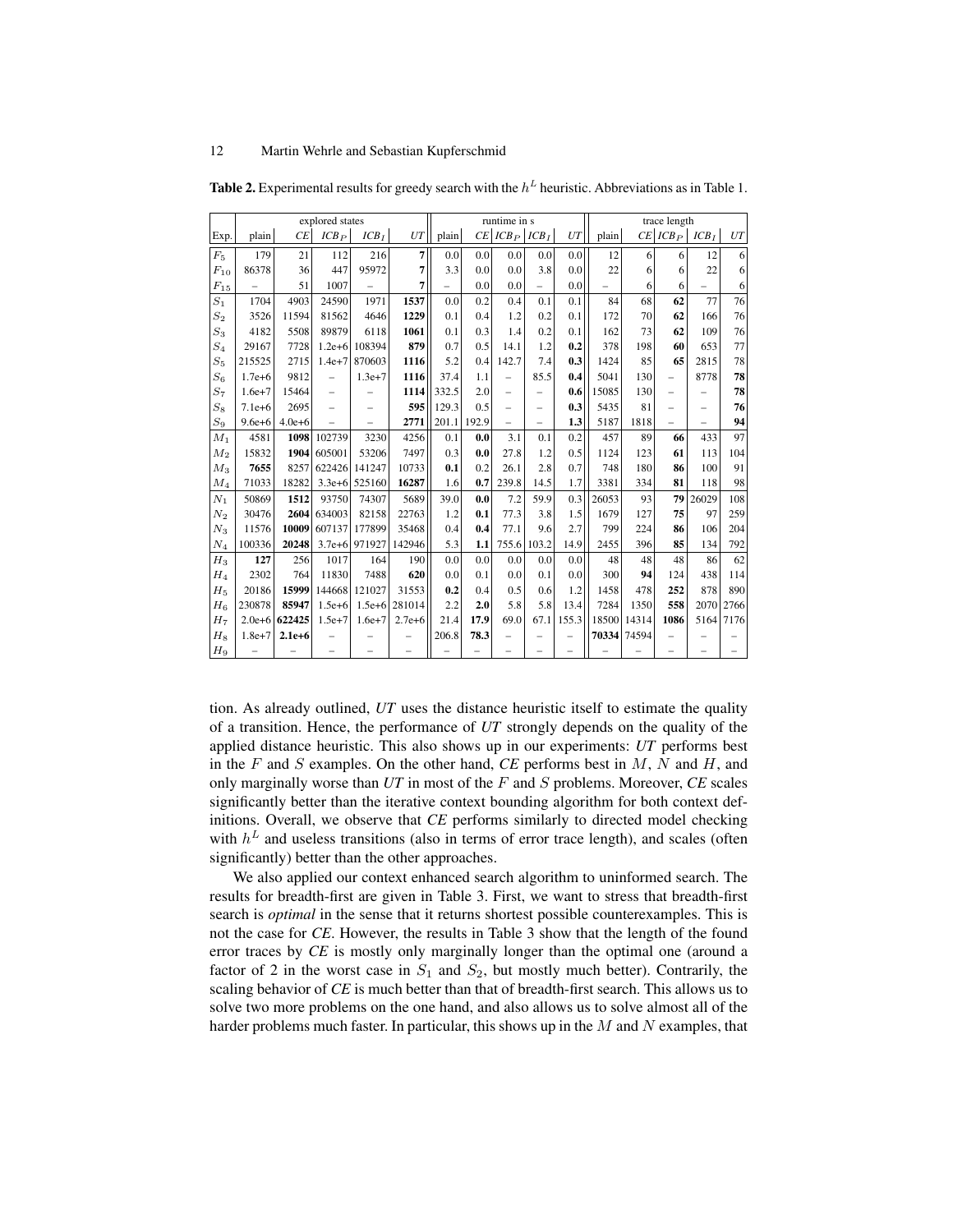**Table 2.** Experimental results for greedy search with the $h^L$ heuristic. Abbreviations as in Table 1.

| | explored states | | | | | runtime in s | | | | | trace length | | | | |
|---|---|---|---|---|---|---|---|---|---|---|---|---|---|---|---|
| Exp. | plain | *CE* | $ICB_P$ | $ICB_I$ | *UT* | plain | *CE* | $ICB_P$ | $ICB_I$ | *UT* | plain | *CE* | $ICB_P$ | $ICB_I$ | *UT* |
| $F_5$ | 179 | 21 | 112 | 216 | **7** | 0.0 | 0.0 | 0.0 | 0.0 | 0.0 | 12 | 6 | 6 | 12 | 6 |
| $F_{10}$ | 86378 | 36 | 447 | 95972 | **7** | 3.3 | 0.0 | 0.0 | 3.8 | 0.0 | 22 | 6 | 6 | 22 | 6 |
| $F_{15}$ | – | 51 | 1007 | – | **7** | – | 0.0 | 0.0 | – | 0.0 | – | 6 | 6 | – | 6 |
| $S_1$ | 1704 | 4903 | 24590 | 1971 | **1537** | 0.0 | 0.2 | 0.4 | 0.1 | 0.1 | 84 | 68 | **62** | 77 | 76 |
| $S_2$ | 3526 | 11594 | 81562 | 4646 | **1229** | 0.1 | 0.4 | 1.2 | 0.2 | 0.1 | 172 | 70 | **62** | 166 | 76 |
| $S_3$ | 4182 | 5508 | 89879 | 6118 | **1061** | 0.1 | 0.3 | 1.4 | 0.2 | 0.1 | 162 | 73 | **62** | 109 | 76 |
| $S_4$ | 29167 | 7728 | 1.2e+6 | 108394 | **879** | 0.7 | 0.5 | 14.1 | 1.2 | **0.2** | 378 | 198 | **60** | 653 | 77 |
| $S_5$ | 215525 | 2715 | 1.4e+7 | 870603 | **1116** | 5.2 | 0.4 | 142.7 | 7.4 | **0.3** | 1424 | 85 | **65** | 2815 | 78 |
| $S_6$ | 1.7e+6 | 9812 | – | 1.3e+7 | **1116** | 37.4 | 1.1 | – | 85.5 | **0.4** | 5041 | 130 | – | 8778 | **78** |
| $S_7$ | 1.6e+7 | 15464 | – | – | **1114** | 332.5 | 2.0 | – | – | **0.6** | 15085 | 130 | – | – | **78** |
| $S_8$ | 7.1e+6 | 2695 | – | – | **595** | 129.3 | 0.5 | – | – | **0.3** | 5435 | 81 | – | – | **76** |
| $S_9$ | 9.6e+6 | 4.0e+6 | – | – | **2771** | 201.1 | 192.9 | – | – | **1.3** | 5187 | 1818 | – | – | **94** |
| $M_1$ | 4581 | **1098** | 102739 | 3230 | 4256 | 0.1 | **0.0** | 3.1 | 0.1 | 0.2 | 457 | 89 | **66** | 433 | 97 |
| $M_2$ | 15832 | **1904** | 605001 | 53206 | 7497 | 0.3 | **0.0** | 27.8 | 1.2 | 0.5 | 1124 | 123 | **61** | 113 | 104 |
| $M_3$ | **7655** | 8257 | 622426 | 141247 | 10733 | **0.1** | 0.2 | 26.1 | 2.8 | 0.7 | 748 | 180 | **86** | 100 | 91 |
| $M_4$ | 71033 | 18282 | 3.3e+6 | 525160 | **16287** | 1.6 | **0.7** | 239.8 | 14.5 | 1.7 | 3381 | 334 | **81** | 118 | 98 |
| $N_1$ | 50869 | **1512** | 93750 | 74307 | 5689 | 39.0 | **0.0** | 7.2 | 59.9 | 0.3 | 26053 | 93 | **79** | 26029 | 108 |
| $N_2$ | 30476 | **2604** | 634003 | 82158 | 22763 | 1.2 | **0.1** | 77.3 | 3.8 | 1.5 | 1679 | 127 | **75** | 97 | 259 |
| $N_3$ | 11576 | **10009** | 607137 | 177899 | 35468 | 0.4 | **0.4** | 77.1 | 9.6 | 2.7 | 799 | 224 | **86** | 106 | 204 |
| $N_4$ | 100336 | **20248** | 3.7e+6 | 971927 | 142946 | 5.3 | **1.1** | 755.6 | 103.2 | 14.9 | 2455 | 396 | **85** | 134 | 792 |
| $H_3$ | **127** | 256 | 1017 | 164 | 190 | 0.0 | 0.0 | 0.0 | 0.0 | 0.0 | 48 | 48 | 48 | 86 | 62 |
| $H_4$ | 2302 | 764 | 11830 | 7488 | **620** | 0.0 | 0.1 | 0.0 | 0.1 | 0.0 | 300 | **94** | 124 | 438 | 114 |
| $H_5$ | 20186 | **15999** | 144668 | 121027 | 31553 | **0.2** | 0.4 | 0.5 | 0.6 | 1.2 | 1458 | 478 | **252** | 878 | 890 |
| $H_6$ | 230878 | **85947** | 1.5e+6 | 1.5e+6 | 281014 | 2.2 | **2.0** | 5.8 | 5.8 | 13.4 | 7284 | 1350 | **558** | 2070 | 2766 |
| $H_7$ | 2.0e+6 | **622425** | 1.5e+7 | 1.6e+7 | 2.7e+6 | 21.4 | **17.9** | 69.0 | 67.1 | 155.3 | 18500 | 14314 | **1086** | 5164 | 7176 |
| $H_8$ | 1.8e+7 | **2.1e+6** | – | – | – | 206.8 | **78.3** | – | – | – | **70334** | 74594 | – | – | – |
| $H_9$ | – | – | – | – | – | – | – | – | – | – | – | – | – | – | – |

tion. As already outlined, *UT* uses the distance heuristic itself to estimate the quality of a transition. Hence, the performance of *UT* strongly depends on the quality of the applied distance heuristic. This also shows up in our experiments: *UT* performs best in the $F$ and $S$ examples. On the other hand, *CE* performs best in $M$, $N$ and $H$, and only marginally worse than *UT* in most of the $F$ and $S$ problems. Moreover, *CE* scales significantly better than the iterative context bounding algorithm for both context definitions. Overall, we observe that *CE* performs similarly to directed model checking with $h^L$ and useless transitions (also in terms of error trace length), and scales (often significantly) better than the other approaches.

We also applied our context enhanced search algorithm to uninformed search. The results for breadth-first are given in Table 3. First, we want to stress that breadth-first search is *optimal* in the sense that it returns shortest possible counterexamples. This is not the case for *CE*. However, the results in Table 3 show that the length of the found error traces by *CE* is mostly only marginally longer than the optimal one (around a factor of 2 in the worst case in $S_1$ and $S_2$, but mostly much better). Contrarily, the scaling behavior of *CE* is much better than that of breadth-first search. This allows us to solve two more problems on the one hand, and also allows us to solve almost all of the harder problems much faster. In particular, this shows up in the $M$ and $N$ examples, that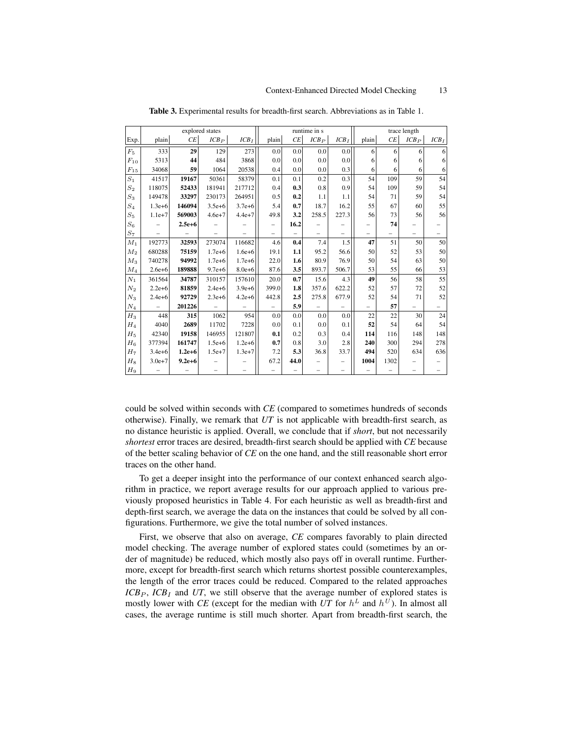**Table 3.** Experimental results for breadth-first search. Abbreviations as in Table 1.

| | explored states | | | | runtime in s | | | | trace length | | | |
|---|---|---|---|---|---|---|---|---|---|---|---|---|
| Exp. | plain | *CE* | $ICB_P$ | $ICB_I$ | plain | *CE* | $ICB_P$ | $ICB_I$ | plain | *CE* | $ICB_P$ | $ICB_I$ |
| $F_5$ | 333 | **29** | 129 | 273 | 0.0 | 0.0 | 0.0 | 0.0 | 6 | 6 | 6 | 6 |
| $F_{10}$ | 5313 | **44** | 484 | 3868 | 0.0 | 0.0 | 0.0 | 0.0 | 6 | 6 | 6 | 6 |
| $F_{15}$ | 34068 | **59** | 1064 | 20538 | 0.4 | 0.0 | 0.0 | 0.3 | 6 | 6 | 6 | 6 |
| $S_1$ | 41517 | **19167** | 50361 | 58379 | 0.1 | 0.1 | 0.2 | 0.3 | 54 | 109 | 59 | 54 |
| $S_2$ | 118075 | **52433** | 181941 | 217712 | 0.4 | **0.3** | 0.8 | 0.9 | 54 | 109 | 59 | 54 |
| $S_3$ | 149478 | **33297** | 230173 | 264951 | 0.5 | **0.2** | 1.1 | 1.1 | 54 | 71 | 59 | 54 |
| $S_4$ | 1.3e+6 | **146094** | 3.5e+6 | 3.7e+6 | 5.4 | **0.7** | 18.7 | 16.2 | 55 | 67 | 60 | 55 |
| $S_5$ | 1.1e+7 | **569003** | 4.6e+7 | 4.4e+7 | 49.8 | **3.2** | 258.5 | 227.3 | 56 | 73 | 56 | 56 |
| $S_6$ | – | **2.5e+6** | – | – | – | **16.2** | – | – | – | **74** | – | – |
| $S_7$ | – | – | – | – | – | – | – | – | – | – | – | – |
| $M_1$ | 192773 | **32593** | 273074 | 116682 | 4.6 | **0.4** | 7.4 | 1.5 | **47** | 51 | 50 | 50 |
| $M_2$ | 680288 | **75159** | 1.7e+6 | 1.6e+6 | 19.1 | **1.1** | 95.2 | 56.6 | 50 | 52 | 53 | 50 |
| $M_3$ | 740278 | **94992** | 1.7e+6 | 1.7e+6 | 22.0 | **1.6** | 80.9 | 76.9 | 50 | 54 | 63 | 50 |
| $M_4$ | 2.6e+6 | **189888** | 9.7e+6 | 8.0e+6 | 87.6 | **3.5** | 893.7 | 506.7 | 53 | 55 | 66 | 53 |
| $N_1$ | 361564 | **34787** | 310157 | 157610 | 20.0 | **0.7** | 15.6 | 4.3 | **49** | 56 | 58 | 55 |
| $N_2$ | 2.2e+6 | **81859** | 2.4e+6 | 3.9e+6 | 399.0 | **1.8** | 357.6 | 622.2 | 52 | 57 | 72 | 52 |
| $N_3$ | 2.4e+6 | **92729** | 2.3e+6 | 4.2e+6 | 442.8 | **2.5** | 275.8 | 677.9 | 52 | 54 | 71 | 52 |
| $N_4$ | – | **201226** | – | – | – | **5.9** | – | – | – | **57** | – | – |
| $H_3$ | 448 | **315** | 1062 | 954 | 0.0 | 0.0 | 0.0 | 0.0 | 22 | 22 | 30 | 24 |
| $H_4$ | 4040 | **2689** | 11702 | 7228 | 0.0 | 0.1 | 0.0 | 0.1 | **52** | 54 | 64 | 54 |
| $H_5$ | 42340 | **19158** | 146955 | 121807 | **0.1** | 0.2 | 0.3 | 0.4 | **114** | 116 | 148 | 148 |
| $H_6$ | 377394 | **161747** | 1.5e+6 | 1.2e+6 | **0.7** | 0.8 | 3.0 | 2.8 | **240** | 300 | 294 | 278 |
| $H_7$ | 3.4e+6 | **1.2e+6** | 1.5e+7 | 1.3e+7 | 7.2 | **5.3** | 36.8 | 33.7 | **494** | 520 | 634 | 636 |
| $H_8$ | 3.0e+7 | **9.2e+6** | – | – | 67.2 | **44.0** | – | – | **1004** | 1302 | – | – |
| $H_9$ | – | – | – | – | – | – | – | – | – | – | – | – |

could be solved within seconds with *CE* (compared to sometimes hundreds of seconds otherwise). Finally, we remark that *UT* is not applicable with breadth-first search, as no distance heuristic is applied. Overall, we conclude that if *short*, but not necessarily *shortest* error traces are desired, breadth-first search should be applied with *CE* because of the better scaling behavior of *CE* on the one hand, and the still reasonable short error traces on the other hand.

To get a deeper insight into the performance of our context enhanced search algorithm in practice, we report average results for our approach applied to various previously proposed heuristics in Table 4. For each heuristic as well as breadth-first and depth-first search, we average the data on the instances that could be solved by all configurations. Furthermore, we give the total number of solved instances.

First, we observe that also on average, *CE* compares favorably to plain directed model checking. The average number of explored states could (sometimes by an order of magnitude) be reduced, which mostly also pays off in overall runtime. Furthermore, except for breadth-first search which returns shortest possible counterexamples, the length of the error traces could be reduced. Compared to the related approaches $ICB_P$, $ICB_I$ and *UT*, we still observe that the average number of explored states is mostly lower with *CE* (except for the median with *UT* for $h^L$ and $h^U$). In almost all cases, the average runtime is still much shorter. Apart from breadth-first search, the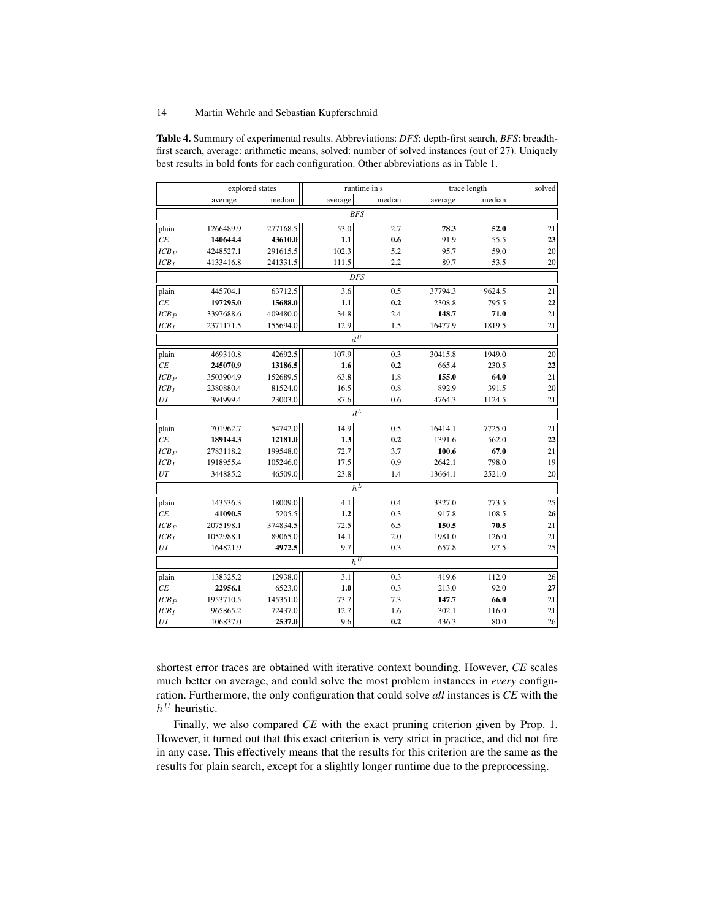**Table 4.** Summary of experimental results. Abbreviations: *DFS*: depth-first search, *BFS*: breadth-first search, average: arithmetic means, solved: number of solved instances (out of 27). Uniquely best results in bold fonts for each configuration. Other abbreviations as in Table 1.

| | explored states | | runtime in s | | trace length | | solved |
|---|---|---|---|---|---|---|---|
| | average | median | average | median | average | median | |
| ***BFS*** | | | | | | | |
| plain | 1266489.9 | 277168.5 | 53.0 | 2.7 | **78.3** | **52.0** | 21 |
| *CE* | **140644.4** | **43610.0** | **1.1** | **0.6** | 91.9 | 55.5 | **23** |
| $ICB_P$ | 4248527.1 | 291615.5 | 102.3 | 5.2 | 95.7 | 59.0 | 20 |
| $ICB_I$ | 4133416.8 | 241331.5 | 111.5 | 2.2 | 89.7 | 53.5 | 20 |
| ***DFS*** | | | | | | | |
| plain | 445704.1 | 63712.5 | 3.6 | 0.5 | 37794.3 | 9624.5 | 21 |
| *CE* | **197295.0** | **15688.0** | **1.1** | **0.2** | 2308.8 | 795.5 | **22** |
| $ICB_P$ | 3397688.6 | 409480.0 | 34.8 | 2.4 | **148.7** | **71.0** | 21 |
| $ICB_I$ | 2371171.5 | 155694.0 | 12.9 | 1.5 | 16477.9 | 1819.5 | 21 |
| $d^U$ | | | | | | | |
| plain | 469310.8 | 42692.5 | 107.9 | 0.3 | 30415.8 | 1949.0 | 20 |
| *CE* | **245070.9** | **13186.5** | **1.6** | **0.2** | 665.4 | 230.5 | **22** |
| $ICB_P$ | 3503904.9 | 152689.5 | 63.8 | 1.8 | **155.0** | **64.0** | 21 |
| $ICB_I$ | 2380880.4 | 81524.0 | 16.5 | 0.8 | 892.9 | 391.5 | 20 |
| *UT* | 394999.4 | 23003.0 | 87.6 | 0.6 | 4764.3 | 1124.5 | 21 |
| $d^L$ | | | | | | | |
| plain | 701962.7 | 54742.0 | 14.9 | 0.5 | 16414.1 | 7725.0 | 21 |
| *CE* | **189144.3** | **12181.0** | **1.3** | **0.2** | 1391.6 | 562.0 | **22** |
| $ICB_P$ | 2783118.2 | 199548.0 | 72.7 | 3.7 | **100.6** | **67.0** | 21 |
| $ICB_I$ | 1918955.4 | 105246.0 | 17.5 | 0.9 | 2642.1 | 798.0 | 19 |
| *UT* | 344885.2 | 46509.0 | 23.8 | 1.4 | 13664.1 | 2521.0 | 20 |
| $h^L$ | | | | | | | |
| plain | 143536.3 | 18009.0 | 4.1 | 0.4 | 3327.0 | 773.5 | 25 |
| *CE* | **41090.5** | 5205.5 | 1.2 | 0.3 | 917.8 | 108.5 | **26** |
| $ICB_P$ | 2075198.1 | 374834.5 | 72.5 | 6.5 | **150.5** | **70.5** | 21 |
| $ICB_I$ | 1052988.1 | 89065.0 | 14.1 | 2.0 | 1981.0 | 126.0 | 21 |
| *UT* | 164821.9 | **4972.5** | 9.7 | 0.3 | 657.8 | 97.5 | 25 |
| $h^U$ | | | | | | | |
| plain | 138325.2 | 12938.0 | 3.1 | 0.3 | 419.6 | 112.0 | 26 |
| *CE* | **22956.1** | 6523.0 | **1.0** | 0.3 | 213.0 | 92.0 | **27** |
| $ICB_P$ | 1953710.5 | 145351.0 | 73.7 | 7.3 | **147.7** | **66.0** | 21 |
| $ICB_I$ | 965865.2 | 72437.0 | 12.7 | 1.6 | 302.1 | 116.0 | 21 |
| *UT* | 106837.0 | **2537.0** | 9.6 | **0.2** | 436.3 | 80.0 | 26 |

shortest error traces are obtained with iterative context bounding. However, *CE* scales much better on average, and could solve the most problem instances in *every* configuration. Furthermore, the only configuration that could solve *all* instances is *CE* with the $h^U$ heuristic.

Finally, we also compared *CE* with the exact pruning criterion given by Prop. 1. However, it turned out that this exact criterion is very strict in practice, and did not fire in any case. This effectively means that the results for this criterion are the same as the results for plain search, except for a slightly longer runtime due to the preprocessing.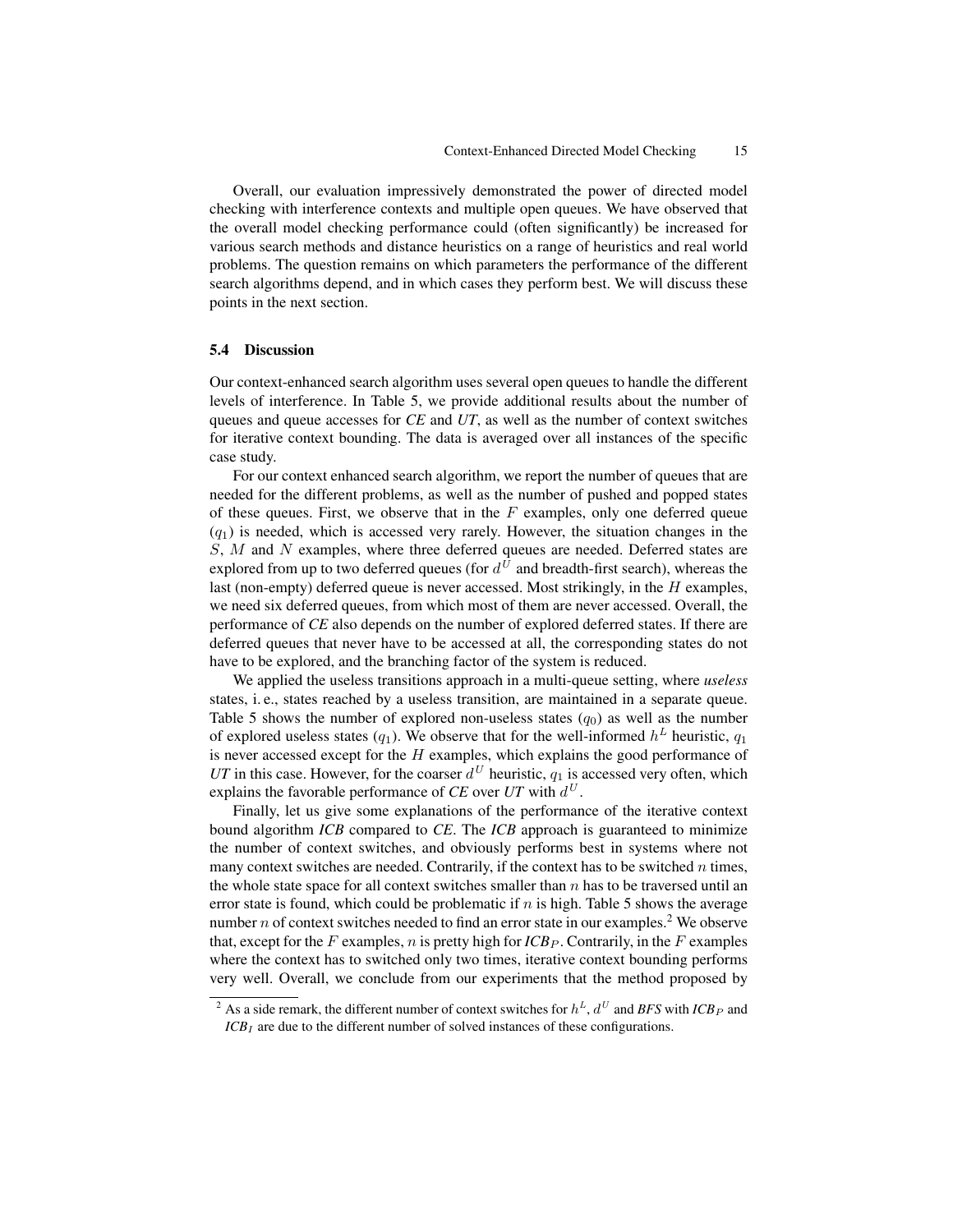Overall, our evaluation impressively demonstrated the power of directed model checking with interference contexts and multiple open queues. We have observed that the overall model checking performance could (often significantly) be increased for various search methods and distance heuristics on a range of heuristics and real world problems. The question remains on which parameters the performance of the different search algorithms depend, and in which cases they perform best. We will discuss these points in the next section.

### 5.4 Discussion

Our context-enhanced search algorithm uses several open queues to handle the different levels of interference. In Table 5, we provide additional results about the number of queues and queue accesses for *CE* and *UT*, as well as the number of context switches for iterative context bounding. The data is averaged over all instances of the specific case study.

For our context enhanced search algorithm, we report the number of queues that are needed for the different problems, as well as the number of pushed and popped states of these queues. First, we observe that in the $F$ examples, only one deferred queue ($q_1$) is needed, which is accessed very rarely. However, the situation changes in the $S$, $M$ and $N$ examples, where three deferred queues are needed. Deferred states are explored from up to two deferred queues (for $d^U$ and breadth-first search), whereas the last (non-empty) deferred queue is never accessed. Most strikingly, in the $H$ examples, we need six deferred queues, from which most of them are never accessed. Overall, the performance of *CE* also depends on the number of explored deferred states. If there are deferred queues that never have to be accessed at all, the corresponding states do not have to be explored, and the branching factor of the system is reduced.

We applied the useless transitions approach in a multi-queue setting, where *useless* states, i. e., states reached by a useless transition, are maintained in a separate queue. Table 5 shows the number of explored non-useless states ($q_0$) as well as the number of explored useless states ($q_1$). We observe that for the well-informed $h^L$ heuristic, $q_1$ is never accessed except for the $H$ examples, which explains the good performance of *UT* in this case. However, for the coarser $d^U$ heuristic, $q_1$ is accessed very often, which explains the favorable performance of *CE* over *UT* with $d^U$.

Finally, let us give some explanations of the performance of the iterative context bound algorithm *ICB* compared to *CE*. The *ICB* approach is guaranteed to minimize the number of context switches, and obviously performs best in systems where not many context switches are needed. Contrarily, if the context has to be switched $n$ times, the whole state space for all context switches smaller than $n$ has to be traversed until an error state is found, which could be problematic if $n$ is high. Table 5 shows the average number $n$ of context switches needed to find an error state in our examples.[2] We observe that, except for the $F$ examples, $n$ is pretty high for *ICB*$_P$. Contrarily, in the $F$ examples where the context has to switched only two times, iterative context bounding performs very well. Overall, we conclude from our experiments that the method proposed by

[2] As a side remark, the different number of context switches for $h^L$, $d^U$ and *BFS* with *ICB*$_P$ and *ICB*$_I$ are due to the different number of solved instances of these configurations.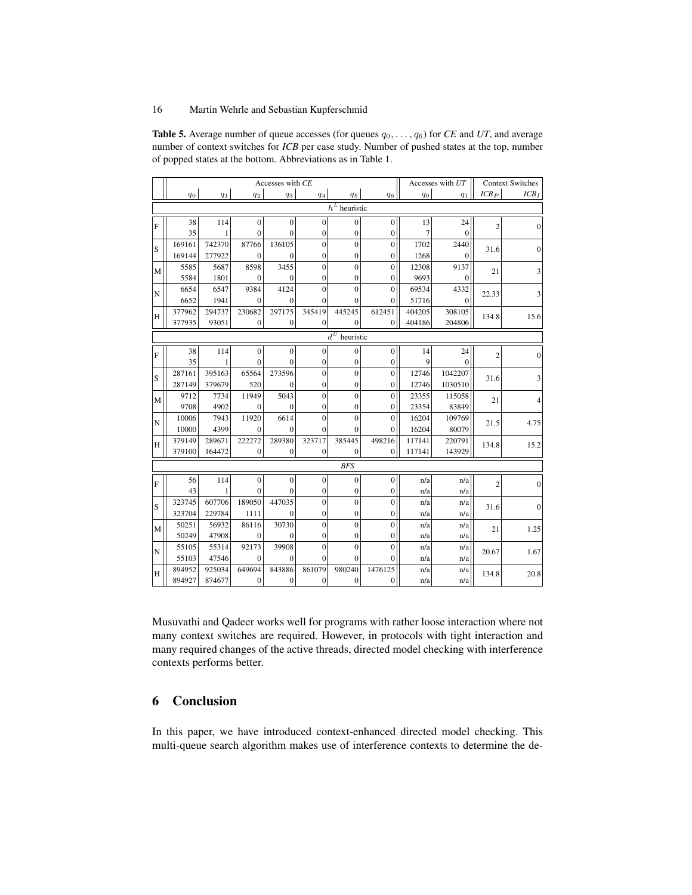**Table 5.** Average number of queue accesses (for queues $q_0, \ldots, q_6$) for *CE* and *UT*, and average number of context switches for *ICB* per case study. Number of pushed states at the top, number of popped states at the bottom. Abbreviations as in Table 1.

| | Accesses with *CE* | | | | | | | Accesses with *UT* | | Context Switches | |
|---|---|---|---|---|---|---|---|---|---|---|---|
| | $q_0$ | $q_1$ | $q_2$ | $q_3$ | $q_4$ | $q_5$ | $q_6$ | $q_0$ | $q_1$ | $ICB_P$ | $ICB_I$ |
| $h^L$ heuristic | | | | | | | | | | | |
| F | 38 | 114 | 0 | 0 | 0 | 0 | 0 | 13 | 24 | 2 | 0 |
| | 35 | 1 | 0 | 0 | 0 | 0 | 0 | 7 | 0 | | |
| S | 169161 | 742370 | 87766 | 136105 | 0 | 0 | 0 | 1702 | 2440 | 31.6 | 0 |
| | 169144 | 277922 | 0 | 0 | 0 | 0 | 0 | 1268 | 0 | | |
| M | 5585 | 5687 | 8598 | 3455 | 0 | 0 | 0 | 12308 | 9137 | 21 | 3 |
| | 5584 | 1801 | 0 | 0 | 0 | 0 | 0 | 9693 | 0 | | |
| N | 6654 | 6547 | 9384 | 4124 | 0 | 0 | 0 | 69534 | 4332 | 22.33 | 3 |
| | 6652 | 1941 | 0 | 0 | 0 | 0 | 0 | 51716 | 0 | | |
| H | 377962 | 294737 | 230682 | 297175 | 345419 | 445245 | 612451 | 404205 | 308105 | 134.8 | 15.6 |
| | 377935 | 93051 | 0 | 0 | 0 | 0 | 0 | 404186 | 204806 | | |
| $d^U$ heuristic | | | | | | | | | | | |
| F | 38 | 114 | 0 | 0 | 0 | 0 | 0 | 14 | 24 | 2 | 0 |
| | 35 | 1 | 0 | 0 | 0 | 0 | 0 | 9 | 0 | | |
| S | 287161 | 395163 | 65564 | 273596 | 0 | 0 | 0 | 12746 | 1042207 | 31.6 | 3 |
| | 287149 | 379679 | 520 | 0 | 0 | 0 | 0 | 12746 | 1030510 | | |
| M | 9712 | 7734 | 11949 | 5043 | 0 | 0 | 0 | 23355 | 115058 | 21 | 4 |
| | 9708 | 4902 | 0 | 0 | 0 | 0 | 0 | 23354 | 83849 | | |
| N | 10006 | 7943 | 11920 | 6614 | 0 | 0 | 0 | 16204 | 109769 | 21.5 | 4.75 |
| | 10000 | 4399 | 0 | 0 | 0 | 0 | 0 | 16204 | 80079 | | |
| H | 379149 | 289671 | 222272 | 289380 | 323717 | 385445 | 498216 | 117141 | 220791 | 134.8 | 15.2 |
| | 379100 | 164472 | 0 | 0 | 0 | 0 | 0 | 117141 | 143929 | | |
| *BFS* | | | | | | | | | | | |
| F | 56 | 114 | 0 | 0 | 0 | 0 | 0 | n/a | n/a | 2 | 0 |
| | 43 | 1 | 0 | 0 | 0 | 0 | 0 | n/a | n/a | | |
| S | 323745 | 607706 | 189050 | 447035 | 0 | 0 | 0 | n/a | n/a | 31.6 | 0 |
| | 323704 | 229784 | 1111 | 0 | 0 | 0 | 0 | n/a | n/a | | |
| M | 50251 | 56932 | 86116 | 30730 | 0 | 0 | 0 | n/a | n/a | 21 | 1.25 |
| | 50249 | 47908 | 0 | 0 | 0 | 0 | 0 | n/a | n/a | | |
| N | 55105 | 55314 | 92173 | 39908 | 0 | 0 | 0 | n/a | n/a | 20.67 | 1.67 |
| | 55103 | 47546 | 0 | 0 | 0 | 0 | 0 | n/a | n/a | | |
| H | 894952 | 925034 | 649694 | 843886 | 861079 | 980240 | 1476125 | n/a | n/a | 134.8 | 20.8 |
| | 894927 | 874677 | 0 | 0 | 0 | 0 | 0 | n/a | n/a | | |

Musuvathi and Qadeer works well for programs with rather loose interaction where not many context switches are required. However, in protocols with tight interaction and many required changes of the active threads, directed model checking with interference contexts performs better.

## 6 Conclusion

In this paper, we have introduced context-enhanced directed model checking. This multi-queue search algorithm makes use of interference contexts to determine the de-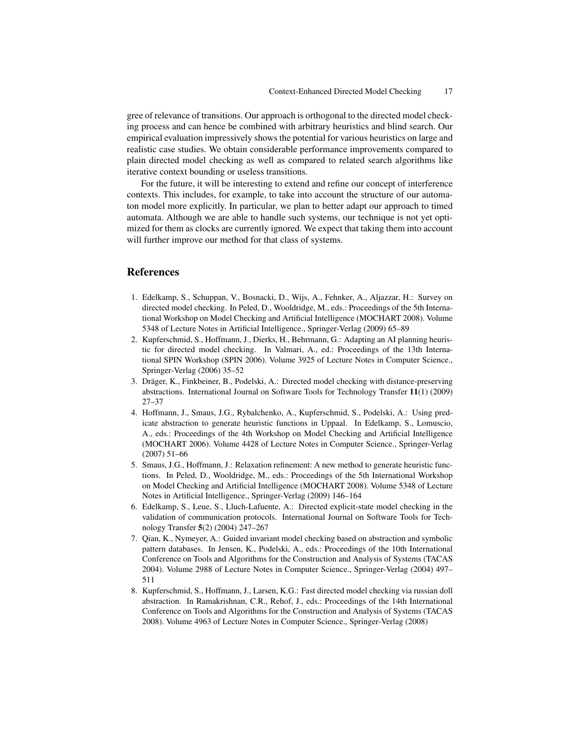gree of relevance of transitions. Our approach is orthogonal to the directed model checking process and can hence be combined with arbitrary heuristics and blind search. Our empirical evaluation impressively shows the potential for various heuristics on large and realistic case studies. We obtain considerable performance improvements compared to plain directed model checking as well as compared to related search algorithms like iterative context bounding or useless transitions.

For the future, it will be interesting to extend and refine our concept of interference contexts. This includes, for example, to take into account the structure of our automaton model more explicitly. In particular, we plan to better adapt our approach to timed automata. Although we are able to handle such systems, our technique is not yet optimized for them as clocks are currently ignored. We expect that taking them into account will further improve our method for that class of systems.

## References

1. Edelkamp, S., Schuppan, V., Bosnacki, D., Wijs, A., Fehnker, A., Aljazzar, H.: Survey on directed model checking. In Peled, D., Wooldridge, M., eds.: Proceedings of the 5th International Workshop on Model Checking and Artificial Intelligence (MOCHART 2008). Volume 5348 of Lecture Notes in Artificial Intelligence., Springer-Verlag (2009) 65–89
2. Kupferschmid, S., Hoffmann, J., Dierks, H., Behrmann, G.: Adapting an AI planning heuristic for directed model checking. In Valmari, A., ed.: Proceedings of the 13th International SPIN Workshop (SPIN 2006). Volume 3925 of Lecture Notes in Computer Science., Springer-Verlag (2006) 35–52
3. Dräger, K., Finkbeiner, B., Podelski, A.: Directed model checking with distance-preserving abstractions. International Journal on Software Tools for Technology Transfer **11**(1) (2009) 27–37
4. Hoffmann, J., Smaus, J.G., Rybalchenko, A., Kupferschmid, S., Podelski, A.: Using predicate abstraction to generate heuristic functions in Uppaal. In Edelkamp, S., Lomuscio, A., eds.: Proceedings of the 4th Workshop on Model Checking and Artificial Intelligence (MOCHART 2006). Volume 4428 of Lecture Notes in Computer Science., Springer-Verlag (2007) 51–66
5. Smaus, J.G., Hoffmann, J.: Relaxation refinement: A new method to generate heuristic functions. In Peled, D., Wooldridge, M., eds.: Proceedings of the 5th International Workshop on Model Checking and Artificial Intelligence (MOCHART 2008). Volume 5348 of Lecture Notes in Artificial Intelligence., Springer-Verlag (2009) 146–164
6. Edelkamp, S., Leue, S., Lluch-Lafuente, A.: Directed explicit-state model checking in the validation of communication protocols. International Journal on Software Tools for Technology Transfer **5**(2) (2004) 247–267
7. Qian, K., Nymeyer, A.: Guided invariant model checking based on abstraction and symbolic pattern databases. In Jensen, K., Podelski, A., eds.: Proceedings of the 10th International Conference on Tools and Algorithms for the Construction and Analysis of Systems (TACAS 2004). Volume 2988 of Lecture Notes in Computer Science., Springer-Verlag (2004) 497–511
8. Kupferschmid, S., Hoffmann, J., Larsen, K.G.: Fast directed model checking via russian doll abstraction. In Ramakrishnan, C.R., Rehof, J., eds.: Proceedings of the 14th International Conference on Tools and Algorithms for the Construction and Analysis of Systems (TACAS 2008). Volume 4963 of Lecture Notes in Computer Science., Springer-Verlag (2008)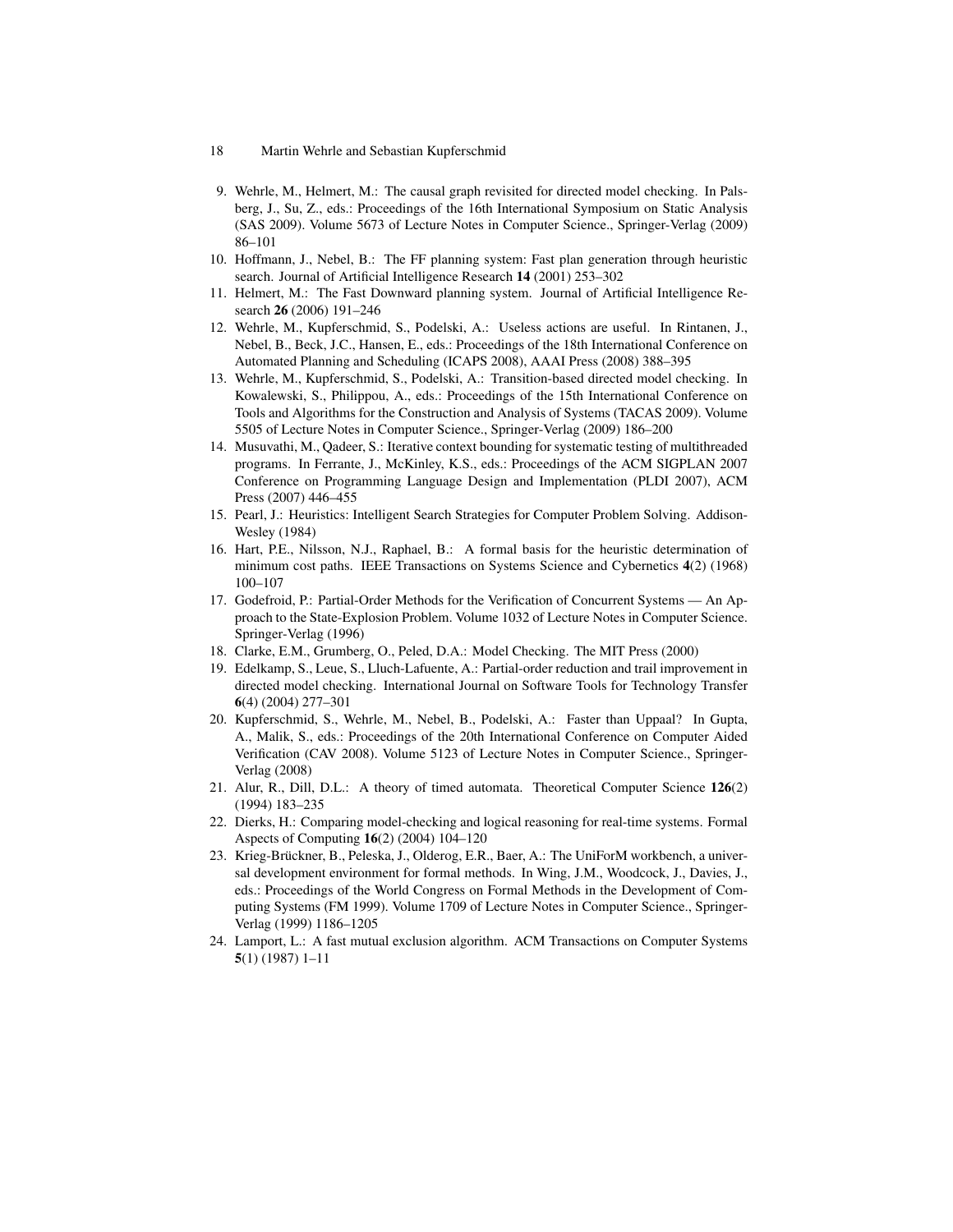9. Wehrle, M., Helmert, M.: The causal graph revisited for directed model checking. In Palsberg, J., Su, Z., eds.: Proceedings of the 16th International Symposium on Static Analysis (SAS 2009). Volume 5673 of Lecture Notes in Computer Science., Springer-Verlag (2009) 86–101
10. Hoffmann, J., Nebel, B.: The FF planning system: Fast plan generation through heuristic search. Journal of Artificial Intelligence Research **14** (2001) 253–302
11. Helmert, M.: The Fast Downward planning system. Journal of Artificial Intelligence Research **26** (2006) 191–246
12. Wehrle, M., Kupferschmid, S., Podelski, A.: Useless actions are useful. In Rintanen, J., Nebel, B., Beck, J.C., Hansen, E., eds.: Proceedings of the 18th International Conference on Automated Planning and Scheduling (ICAPS 2008), AAAI Press (2008) 388–395
13. Wehrle, M., Kupferschmid, S., Podelski, A.: Transition-based directed model checking. In Kowalewski, S., Philippou, A., eds.: Proceedings of the 15th International Conference on Tools and Algorithms for the Construction and Analysis of Systems (TACAS 2009). Volume 5505 of Lecture Notes in Computer Science., Springer-Verlag (2009) 186–200
14. Musuvathi, M., Qadeer, S.: Iterative context bounding for systematic testing of multithreaded programs. In Ferrante, J., McKinley, K.S., eds.: Proceedings of the ACM SIGPLAN 2007 Conference on Programming Language Design and Implementation (PLDI 2007), ACM Press (2007) 446–455
15. Pearl, J.: Heuristics: Intelligent Search Strategies for Computer Problem Solving. Addison-Wesley (1984)
16. Hart, P.E., Nilsson, N.J., Raphael, B.: A formal basis for the heuristic determination of minimum cost paths. IEEE Transactions on Systems Science and Cybernetics **4**(2) (1968) 100–107
17. Godefroid, P.: Partial-Order Methods for the Verification of Concurrent Systems — An Approach to the State-Explosion Problem. Volume 1032 of Lecture Notes in Computer Science. Springer-Verlag (1996)
18. Clarke, E.M., Grumberg, O., Peled, D.A.: Model Checking. The MIT Press (2000)
19. Edelkamp, S., Leue, S., Lluch-Lafuente, A.: Partial-order reduction and trail improvement in directed model checking. International Journal on Software Tools for Technology Transfer **6**(4) (2004) 277–301
20. Kupferschmid, S., Wehrle, M., Nebel, B., Podelski, A.: Faster than Uppaal? In Gupta, A., Malik, S., eds.: Proceedings of the 20th International Conference on Computer Aided Verification (CAV 2008). Volume 5123 of Lecture Notes in Computer Science., Springer-Verlag (2008)
21. Alur, R., Dill, D.L.: A theory of timed automata. Theoretical Computer Science **126**(2) (1994) 183–235
22. Dierks, H.: Comparing model-checking and logical reasoning for real-time systems. Formal Aspects of Computing **16**(2) (2004) 104–120
23. Krieg-Brückner, B., Peleska, J., Olderog, E.R., Baer, A.: The UniForM workbench, a universal development environment for formal methods. In Wing, J.M., Woodcock, J., Davies, J., eds.: Proceedings of the World Congress on Formal Methods in the Development of Computing Systems (FM 1999). Volume 1709 of Lecture Notes in Computer Science., Springer-Verlag (1999) 1186–1205
24. Lamport, L.: A fast mutual exclusion algorithm. ACM Transactions on Computer Systems **5**(1) (1987) 1–11